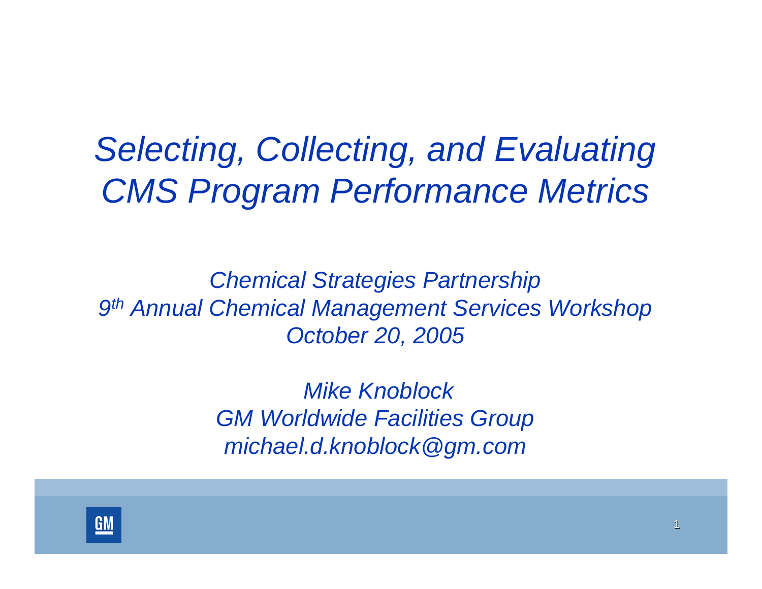# *Selecting, Collecting, and Evaluating CMS Program Performance Metrics*

*Chemical Strategies Partnership*
*9th Annual Chemical Management Services Workshop*
*October 20, 2005*

*Mike Knoblock*
*GM Worldwide Facilities Group*
*michael.d.knoblock@gm.com*

GM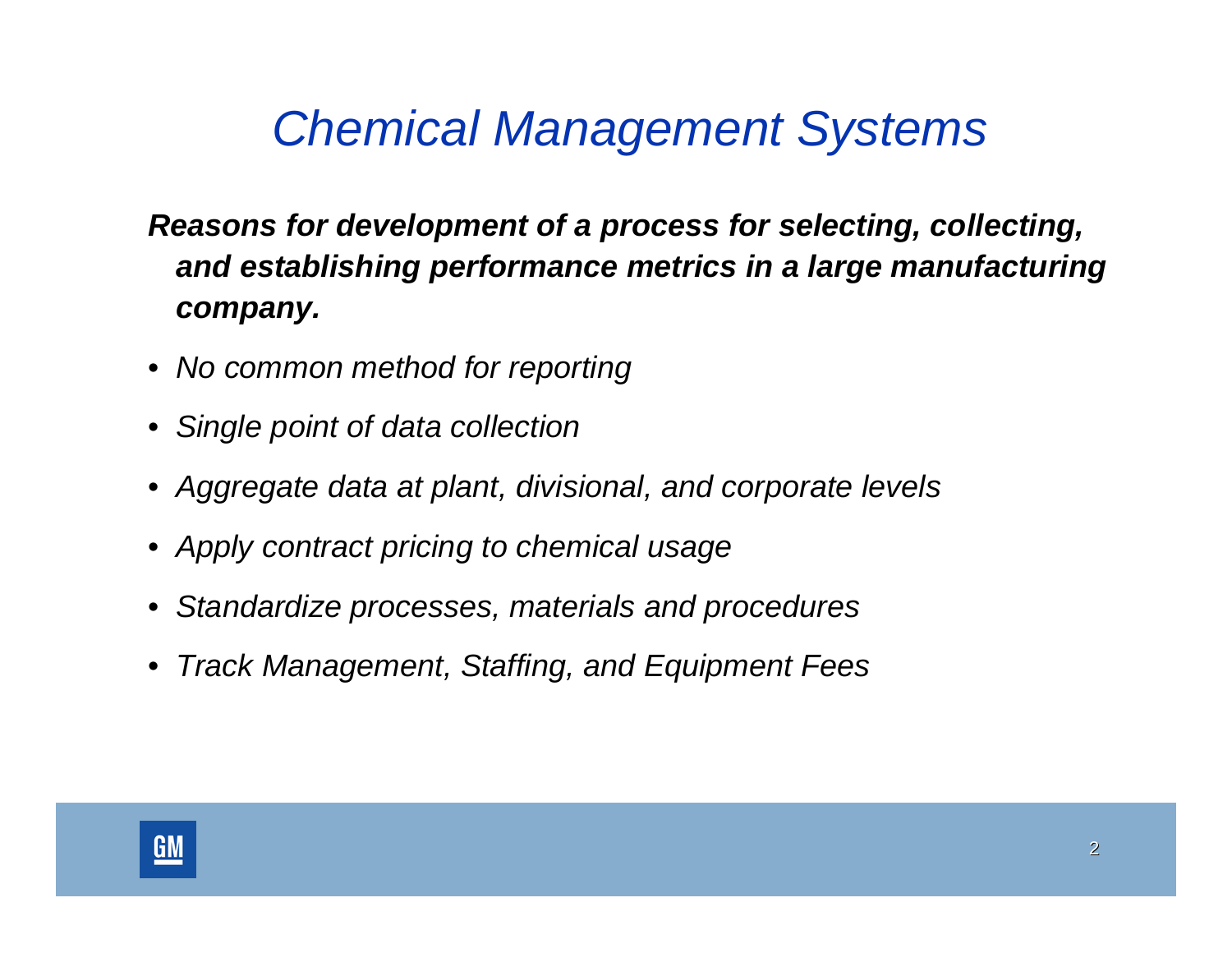# *Chemical Management Systems*

***Reasons for development of a process for selecting, collecting, and establishing performance metrics in a large manufacturing company.***

- *No common method for reporting*
- *Single point of data collection*
- *Aggregate data at plant, divisional, and corporate levels*
- *Apply contract pricing to chemical usage*
- *Standardize processes, materials and procedures*
- *Track Management, Staffing, and Equipment Fees*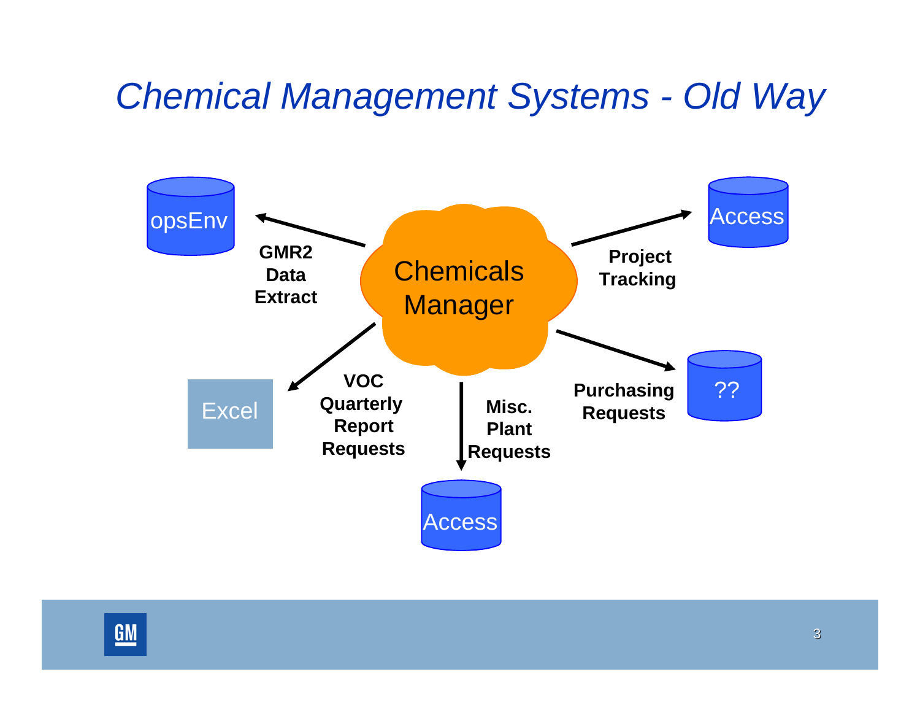# Chemical Management Systems - Old Way

Chemicals Manager

- **GMR2 Data Extract** → opsEnv
- **Project Tracking** → Access
- **VOC Quarterly Report Requests** → Excel
- **Misc. Plant Requests** → Access
- **Purchasing Requests** → ??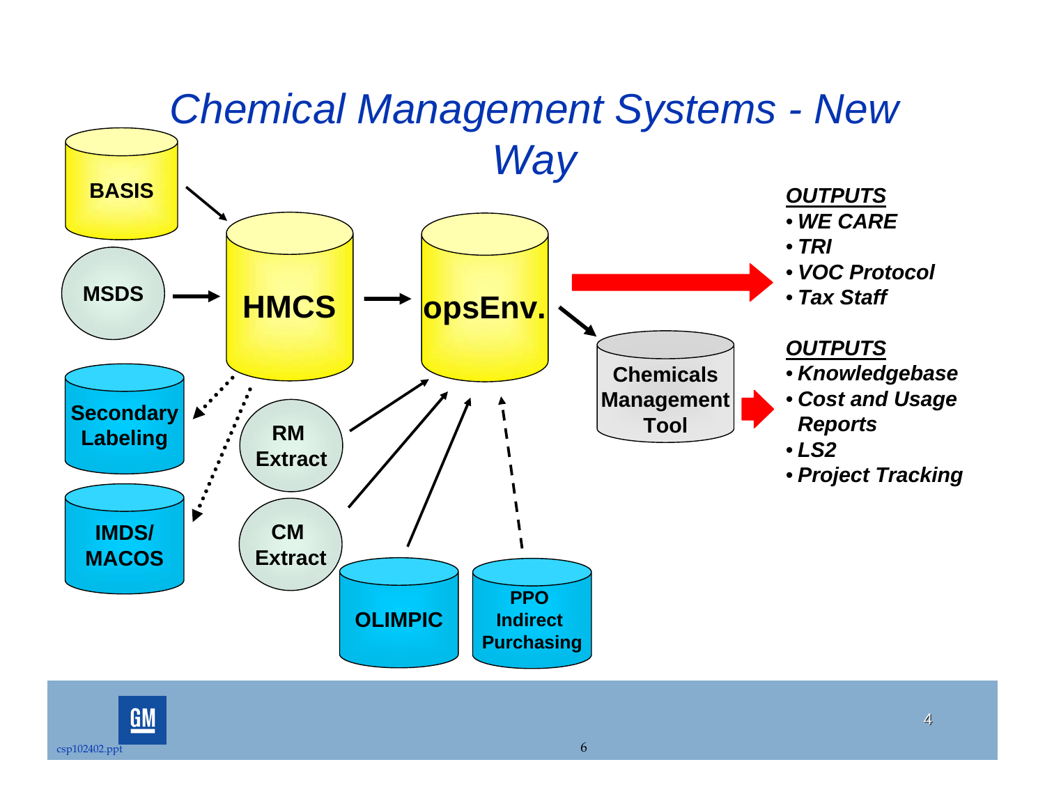# Chemical Management Systems - New Way

BASIS

MSDS

HMCS

opsEnv.

Secondary Labeling

IMDS/ MACOS

RM Extract

CM Extract

OLIMPIC

PPO Indirect Purchasing

Chemicals Management Tool

***OUTPUTS***

- ***WE CARE***
- ***TRI***
- ***VOC Protocol***
- ***Tax Staff***

***OUTPUTS***

- ***Knowledgebase***
- ***Cost and Usage Reports***
- ***LS2***
- ***Project Tracking***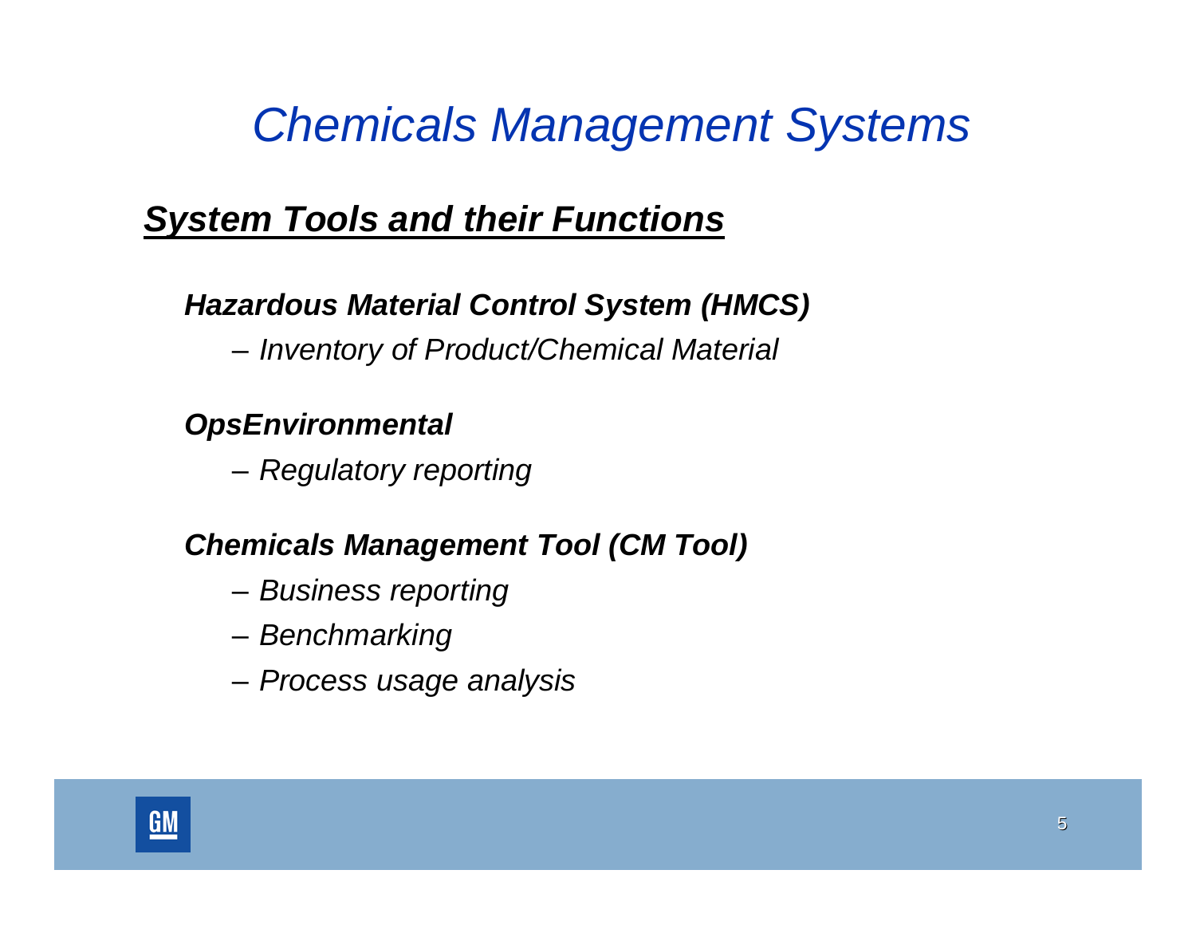# *Chemicals Management Systems*

## ***System Tools and their Functions***

***Hazardous Material Control System (HMCS)***

- *Inventory of Product/Chemical Material*

***OpsEnvironmental***

- *Regulatory reporting*

***Chemicals Management Tool (CM Tool)***

- *Business reporting*
- *Benchmarking*
- *Process usage analysis*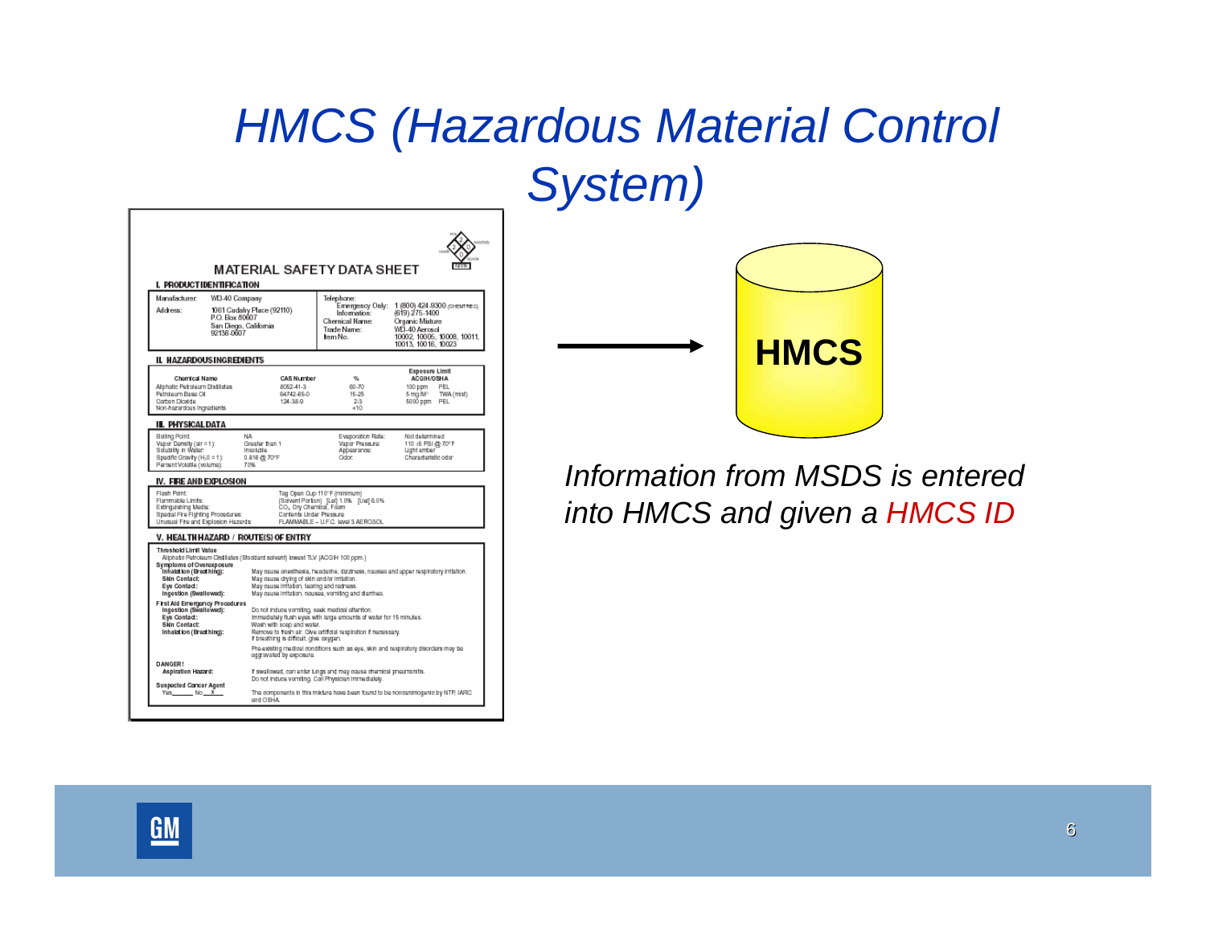# HMCS (Hazardous Material Control System)

MATERIAL SAFETY DATA SHEET

**I. PRODUCT IDENTIFICATION**

| Manufacturer: | WD-40 Company | Telephone: | |
|---|---|---|---|
| Address: | 1061 Cudahy Place (92110) P.O. Box 80607 San Diego, California 92138-0607 | Emergency Only: | 1 (800) 424-9300 (CHEMTREC) |
| | | Information: | (619) 275-1400 |
| | | Chemical Name: | Organic Mixture |
| | | Trade Name: | WD-40 Aerosol |
| | | Item No. | 10002, 10005, 10008, 10011, 10013, 10018, 10023 |

**II. HAZARDOUS INGREDIENTS**

| Chemical Name | CAS Number | % | Exposure Limit ACGIH/OSHA |
|---|---|---|---|
| Aliphatic Petroleum Distillates | 8052-41-3 | 60-70 | 100 ppm PEL |
| Petroleum Base Oil | 64742-65-0 | 15-25 | 5 mg/M³ TWA (mist) |
| Carbon Dioxide | 124-38-9 | 2-3 | 5000 ppm PEL |
| Non-hazardous Ingredients | | <10 | |

**III. PHYSICAL DATA**

| | | | |
|---|---|---|---|
| Boiling Point: | NA | Evaporation Rate: | Not determined |
| Vapor Density (air = 1): | Greater than 1 | Vapor Pressure: | 110 ±5 PSI @ 70°F |
| Solubility in Water: | Insoluble | Appearance: | Light amber |
| Specific Gravity ($H_2O$ = 1): | 0.816 @ 70°F | Odor: | Characteristic odor |
| Percent Volatile (volume): | 70% | | |

**IV. FIRE AND EXPLOSION**

| | |
|---|---|
| Flash Point: | Tag Open Cup 110°F (minimum) |
| Flammable Limits: | (Solvent Portion) [Lel] 1.0% [Uel] 6.0% |
| Extinguishing Media: | $CO_2$, Dry Chemical, Foam |
| Special Fire Fighting Procedures: | Contents Under Pressure |
| Unusual Fire and Explosion Hazards: | FLAMMABLE – U.F.C. level 3 AEROSOL |

**V. HEALTH HAZARD / ROUTE(S) OF ENTRY**

**Threshold Limit Value**
Aliphatic Petroleum Distillates (Stoddard solvent) lowest TLV (ACGIH 100 ppm.)

**Symptoms of Overexposure**
- **Inhalation (Breathing):** May cause anesthesia, headache, dizziness, nausea and upper respiratory irritation.
- **Skin Contact:** May cause drying of skin and/or irritation.
- **Eye Contact:** May cause irritation, tearing and redness.
- **Ingestion (Swallowed):** May cause irritation, nausea, vomiting and diarrhea.

**First Aid Emergency Procedures**
- **Ingestion (Swallowed):** Do not induce vomiting, seek medical attention.
- **Eye Contact:** Immediately flush eyes with large amounts of water for 15 minutes.
- **Skin Contact:** Wash with soap and water.
- **Inhalation (Breathing):** Remove to fresh air. Give artificial respiration if necessary. If breathing is difficult, give oxygen.

Pre-existing medical conditions such as eye, skin and respiratory disorders may be aggravated by exposure.

**DANGER!**
- **Aspiration Hazard:** If swallowed, can enter lungs and may cause chemical pneumonitis. Do not induce vomiting. Call Physician immediately.

**Suspected Cancer Agent**
Yes\_\_\_\_\_ No \_\_X\_\_ — The components in this mixture have been found to be noncarcinogenic by NTP, IARC and OSHA.

→ **HMCS**

*Information from MSDS is entered into HMCS and given a HMCS ID*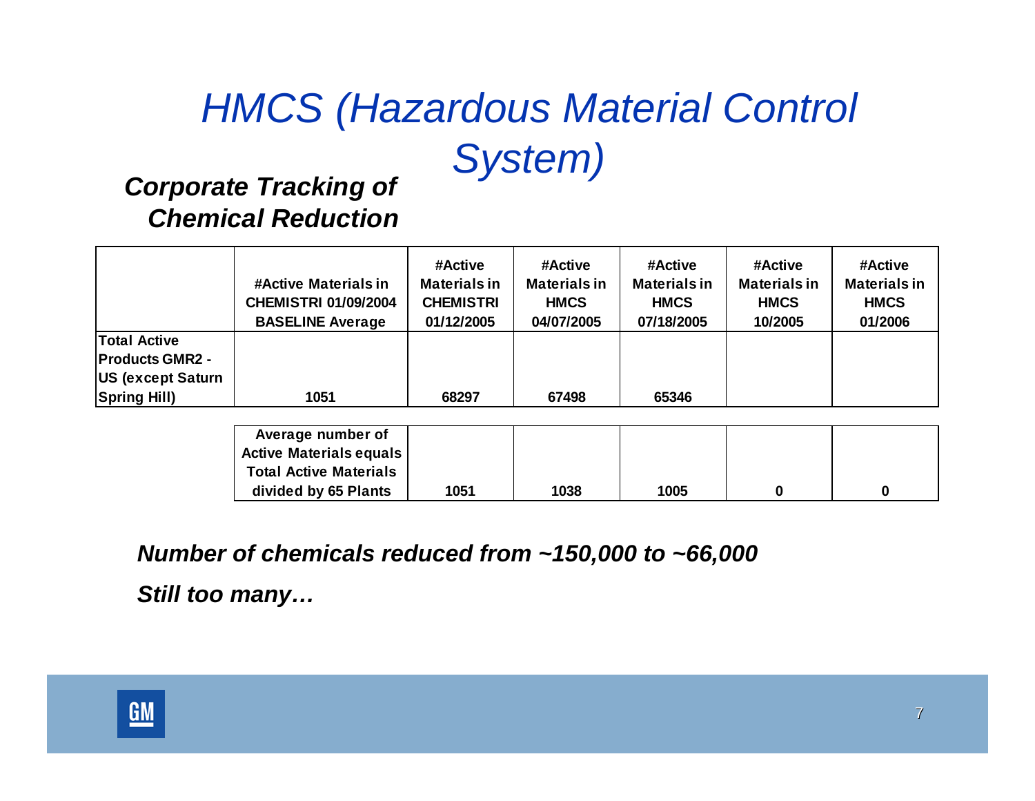# HMCS (Hazardous Material Control System)

## *Corporate Tracking of Chemical Reduction*

| | #Active Materials in CHEMISTRI 01/09/2004 BASELINE Average | #Active Materials in CHEMISTRI 01/12/2005 | #Active Materials in HMCS 04/07/2005 | #Active Materials in HMCS 07/18/2005 | #Active Materials in HMCS 10/2005 | #Active Materials in HMCS 01/2006 |
|---|---|---|---|---|---|---|
| Total Active Products GMR2 - US (except Saturn Spring Hill) | 1051 | 68297 | 67498 | 65346 | | |

| Average number of Active Materials equals Total Active Materials divided by 65 Plants | | | | | |
|---|---|---|---|---|---|
| | 1051 | 1038 | 1005 | 0 | 0 |

***Number of chemicals reduced from ~150,000 to ~66,000***

***Still too many…***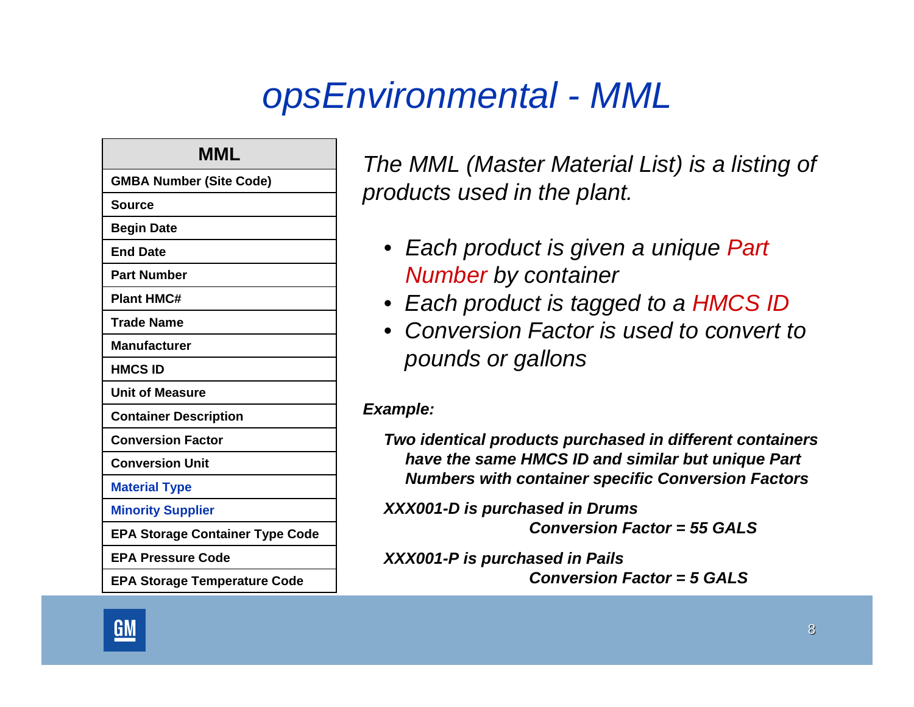# opsEnvironmental - MML

| MML |
|---|
| GMBA Number (Site Code) |
| Source |
| Begin Date |
| End Date |
| Part Number |
| Plant HMC# |
| Trade Name |
| Manufacturer |
| HMCS ID |
| Unit of Measure |
| Container Description |
| Conversion Factor |
| Conversion Unit |
| Material Type |
| Minority Supplier |
| EPA Storage Container Type Code |
| EPA Pressure Code |
| EPA Storage Temperature Code |

*The MML (Master Material List) is a listing of products used in the plant.*

- *Each product is given a unique Part Number by container*
- *Each product is tagged to a HMCS ID*
- *Conversion Factor is used to convert to pounds or gallons*

***Example:***

***Two identical products purchased in different containers have the same HMCS ID and similar but unique Part Numbers with container specific Conversion Factors***

***XXX001-D is purchased in Drums***
***Conversion Factor = 55 GALS***

***XXX001-P is purchased in Pails***
***Conversion Factor = 5 GALS***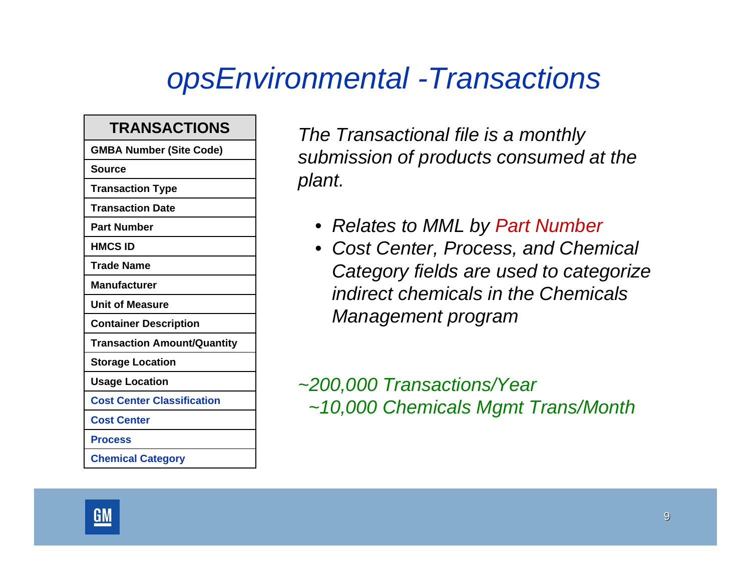# *opsEnvironmental -Transactions*

| TRANSACTIONS |
|---|
| GMBA Number (Site Code) |
| Source |
| Transaction Type |
| Transaction Date |
| Part Number |
| HMCS ID |
| Trade Name |
| Manufacturer |
| Unit of Measure |
| Container Description |
| Transaction Amount/Quantity |
| Storage Location |
| Usage Location |
| Cost Center Classification |
| Cost Center |
| Process |
| Chemical Category |

*The Transactional file is a monthly submission of products consumed at the plant.*

- *Relates to MML by Part Number*
- *Cost Center, Process, and Chemical Category fields are used to categorize indirect chemicals in the Chemicals Management program*

*~200,000 Transactions/Year*
*~10,000 Chemicals Mgmt Trans/Month*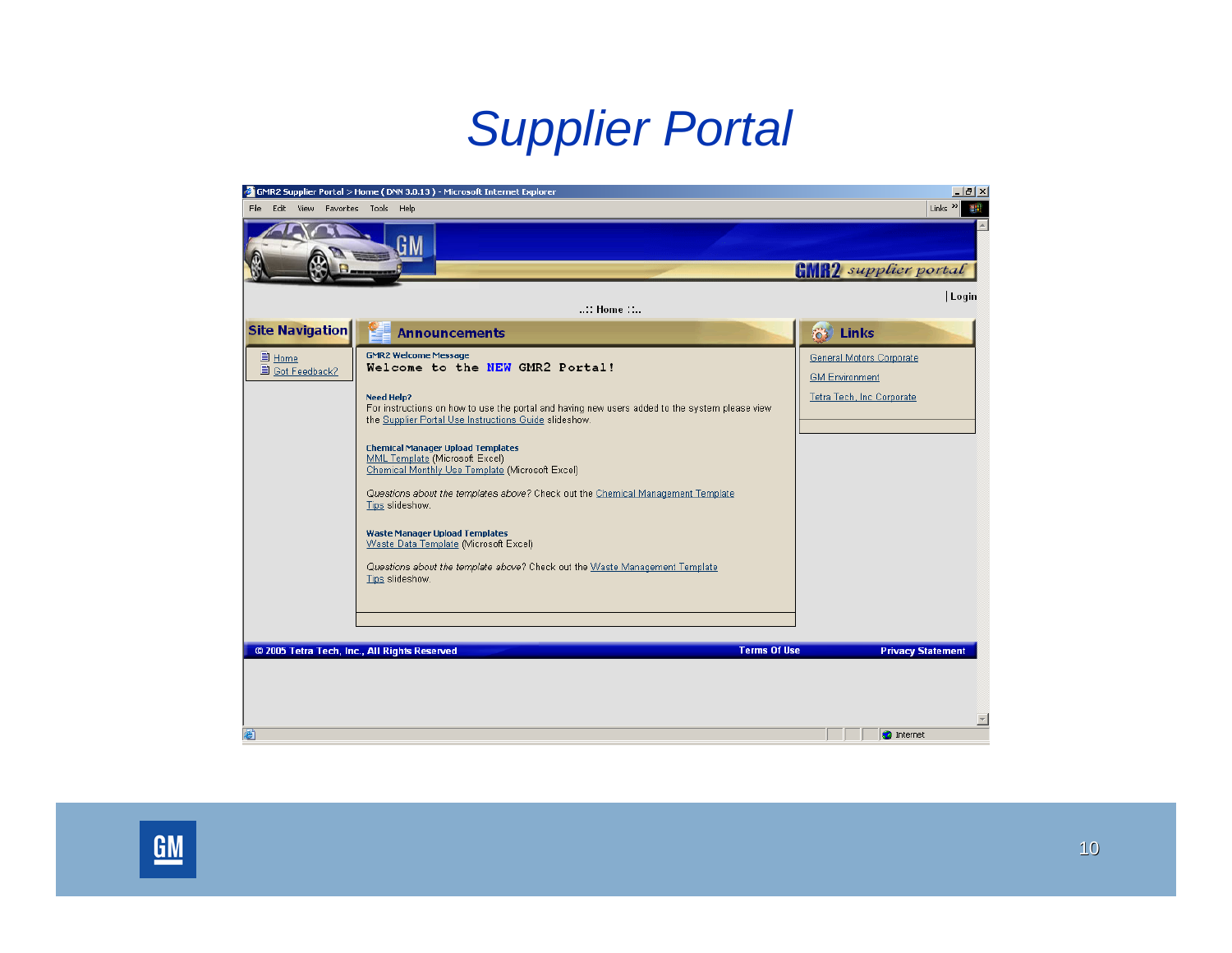# Supplier Portal

GMR2 Supplier Portal > Home ( DNN 3.0.13 ) - Microsoft Internet Explorer

File Edit View Favorites Tools Help

GMR2 supplier portal

Login

..:: Home ::..

**Site Navigation**

- Home
- Got Feedback?

**Announcements**

**GMR2 Welcome Message**

Welcome to the NEW GMR2 Portal!

**Need Help?**

For instructions on how to use the portal and having new users added to the system please view the Supplier Portal Use Instructions Guide slideshow.

**Chemical Manager Upload Templates**

MML Template (Microsoft Excel)
Chemical Monthly Use Template (Microsoft Excel)

*Questions about the templates above?* Check out the Chemical Management Template Tips slideshow.

**Waste Manager Upload Templates**

Waste Data Template (Microsoft Excel)

*Questions about the template above?* Check out the Waste Management Template Tips slideshow.

**Links**

- General Motors Corporate
- GM Environment
- Tetra Tech, Inc Corporate

© 2005 Tetra Tech, Inc., All Rights Reserved | Terms Of Use | Privacy Statement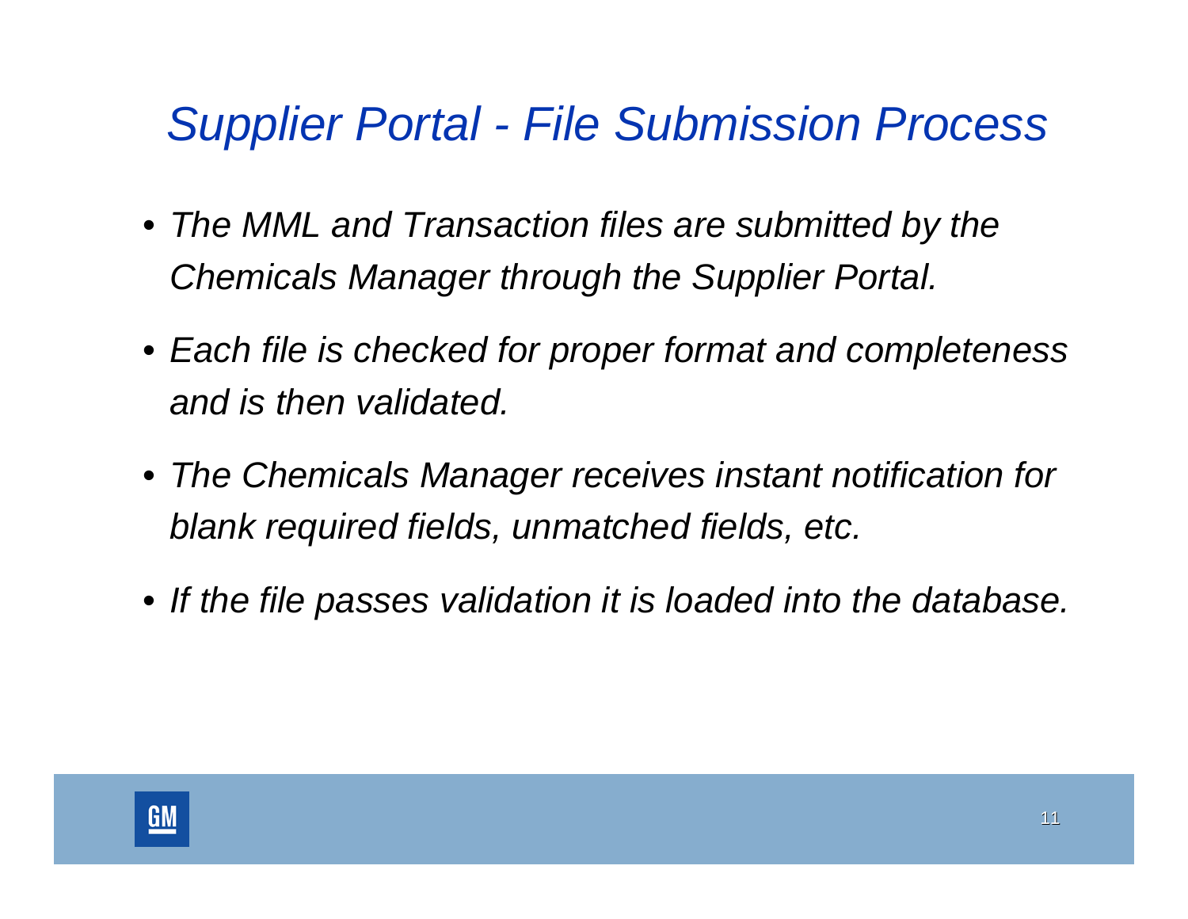# *Supplier Portal - File Submission Process*

- *The MML and Transaction files are submitted by the Chemicals Manager through the Supplier Portal.*
- *Each file is checked for proper format and completeness and is then validated.*
- *The Chemicals Manager receives instant notification for blank required fields, unmatched fields, etc.*
- *If the file passes validation it is loaded into the database.*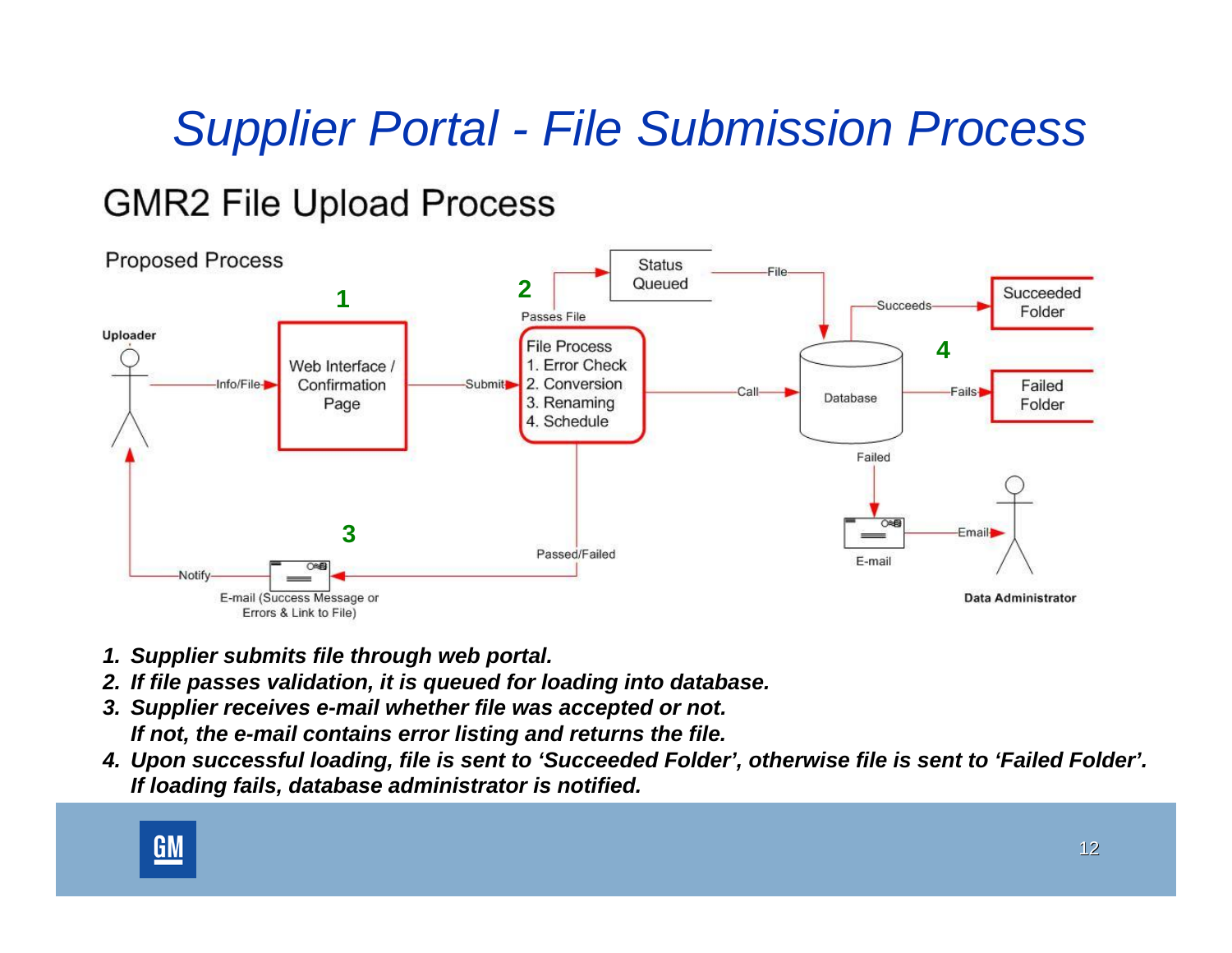# Supplier Portal - File Submission Process

## GMR2 File Upload Process

Proposed Process

Uploader

1 Web Interface / Confirmation Page

2 Status Queued

Passes File

File Process
1. Error Check
2. Conversion
3. Renaming
4. Schedule

Info/File

Submit

File

Call

Database

Succeeds

Succeeded Folder

4

Fails

Failed Folder

Failed

E-mail

Email

Data Administrator

Passed/Failed

3

Notify

E-mail (Success Message or Errors & Link to File)

1. ***Supplier submits file through web portal.***
2. ***If file passes validation, it is queued for loading into database.***
3. ***Supplier receives e-mail whether file was accepted or not. If not, the e-mail contains error listing and returns the file.***
4. ***Upon successful loading, file is sent to 'Succeeded Folder', otherwise file is sent to 'Failed Folder'. If loading fails, database administrator is notified.***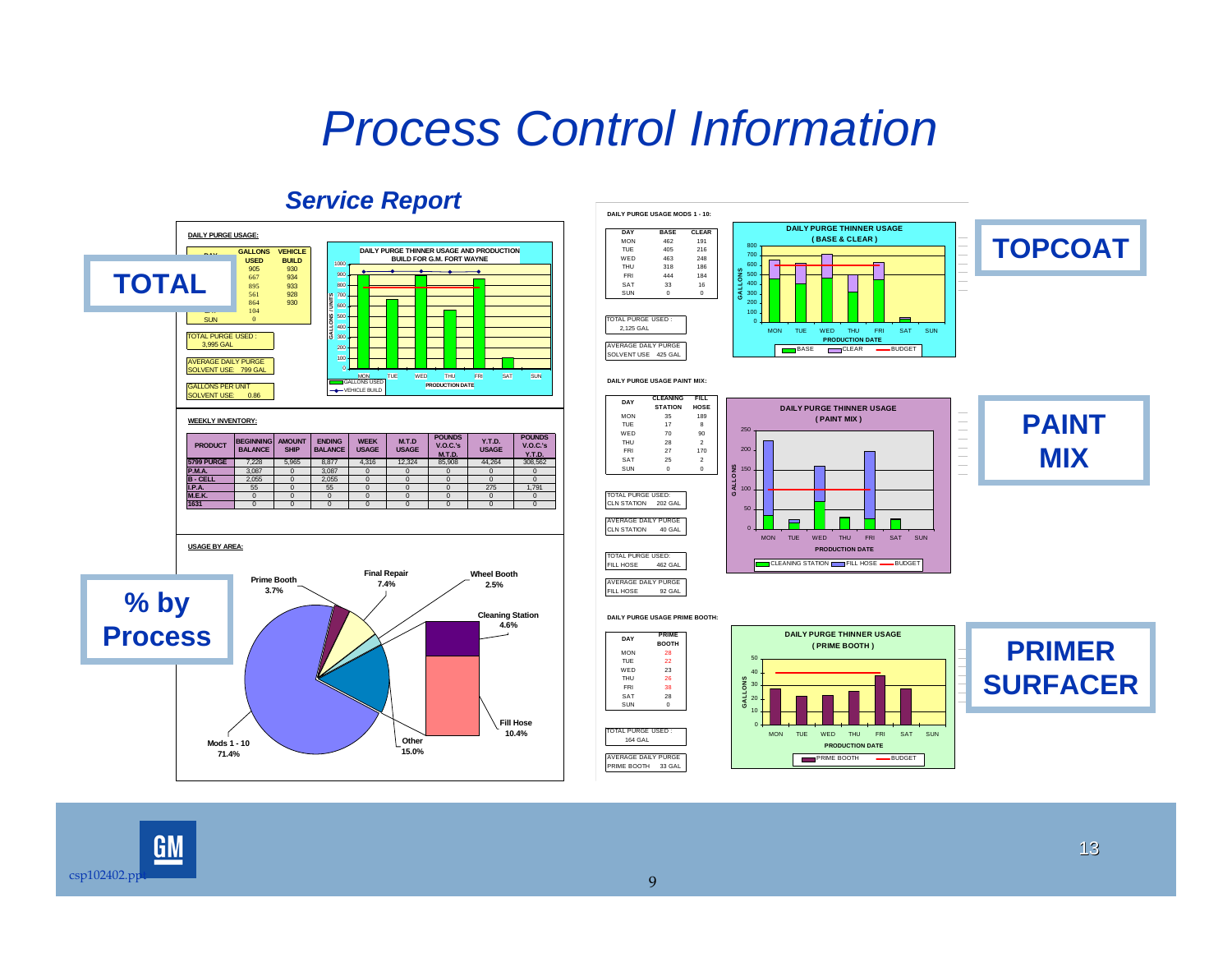# Process Control Information

## Service Report

**TOTAL**

**DAILY PURGE USAGE:**

| DAY | GALLONS USED | VEHICLE BUILD |
|---|---|---|
| | 905 | 930 |
| | 667 | 934 |
| | 895 | 933 |
| | 561 | 928 |
| | 864 | 930 |
| | 104 | |
| SUN | 0 | |

TOTAL PURGE USED : 3,995 GAL

AVERAGE DAILY PURGE SOLVENT USE: 799 GAL

GALLONS PER UNIT SOLVENT USE: 0.86

DAILY PURGE THINNER USAGE AND PRODUCTION BUILD FOR G.M. FORT WAYNE

**WEEKLY INVENTORY:**

| PRODUCT | BEGINNING BALANCE | AMOUNT SHIP | ENDING BALANCE | WEEK USAGE | M.T.D USAGE | POUNDS V.O.C.'s M.T.D. | Y.T.D. USAGE | POUNDS V.O.C.'s Y.T.D. |
|---|---|---|---|---|---|---|---|---|
| 5799 PURGE | 7,228 | 5,965 | 8,877 | 4,316 | 12,324 | 85,908 | 44,264 | 308,562 |
| P.M.A. | 3,087 | 0 | 3,087 | 0 | 0 | 0 | 0 | 0 |
| B - CELL | 2,055 | 0 | 2,055 | 0 | 0 | 0 | 0 | 0 |
| I.P.A. | 55 | 0 | 55 | 0 | 0 | 0 | 275 | 1,791 |
| M.E.K. | 0 | 0 | 0 | 0 | 0 | 0 | 0 | 0 |
| 1631 | 0 | 0 | 0 | 0 | 0 | 0 | 0 | 0 |

**USAGE BY AREA:**

**% by Process**

- Prime Booth 3.7%
- Final Repair 7.4%
- Wheel Booth 2.5%
- Cleaning Station 4.6%
- Fill Hose 10.4%
- Other 15.0%
- Mods 1 - 10 71.4%

**TOPCOAT**

**DAILY PURGE USAGE MODS 1 - 10:**

| DAY | BASE | CLEAR |
|---|---|---|
| MON | 462 | 191 |
| TUE | 405 | 216 |
| WED | 463 | 248 |
| THU | 318 | 186 |
| FRI | 444 | 184 |
| SAT | 33 | 16 |
| SUN | 0 | 0 |

TOTAL PURGE USED : 2,125 GAL

AVERAGE DAILY PURGE SOLVENT USE 425 GAL

DAILY PURGE THINNER USAGE ( BASE & CLEAR )

**PAINT MIX**

**DAILY PURGE USAGE PAINT MIX:**

| DAY | CLEANING STATION | FILL HOSE |
|---|---|---|
| MON | 35 | 189 |
| TUE | 17 | 8 |
| WED | 70 | 90 |
| THU | 28 | 2 |
| FRI | 27 | 170 |
| SAT | 25 | 2 |
| SUN | 0 | 0 |

TOTAL PURGE USED: CLN STATION 202 GAL

AVERAGE DAILY PURGE CLN STATION 40 GAL

TOTAL PURGE USED: FILL HOSE 462 GAL

AVERAGE DAILY PURGE FILL HOSE 92 GAL

DAILY PURGE THINNER USAGE ( PAINT MIX )

**PRIMER SURFACER**

**DAILY PURGE USAGE PRIME BOOTH:**

| DAY | PRIME BOOTH |
|---|---|
| MON | 28 |
| TUE | 22 |
| WED | 23 |
| THU | 26 |
| FRI | 38 |
| SAT | 28 |
| SUN | 0 |

TOTAL PURGE USED : 164 GAL

AVERAGE DAILY PURGE PRIME BOOTH 33 GAL

DAILY PURGE THINNER USAGE ( PRIME BOOTH )

csp102402.ppt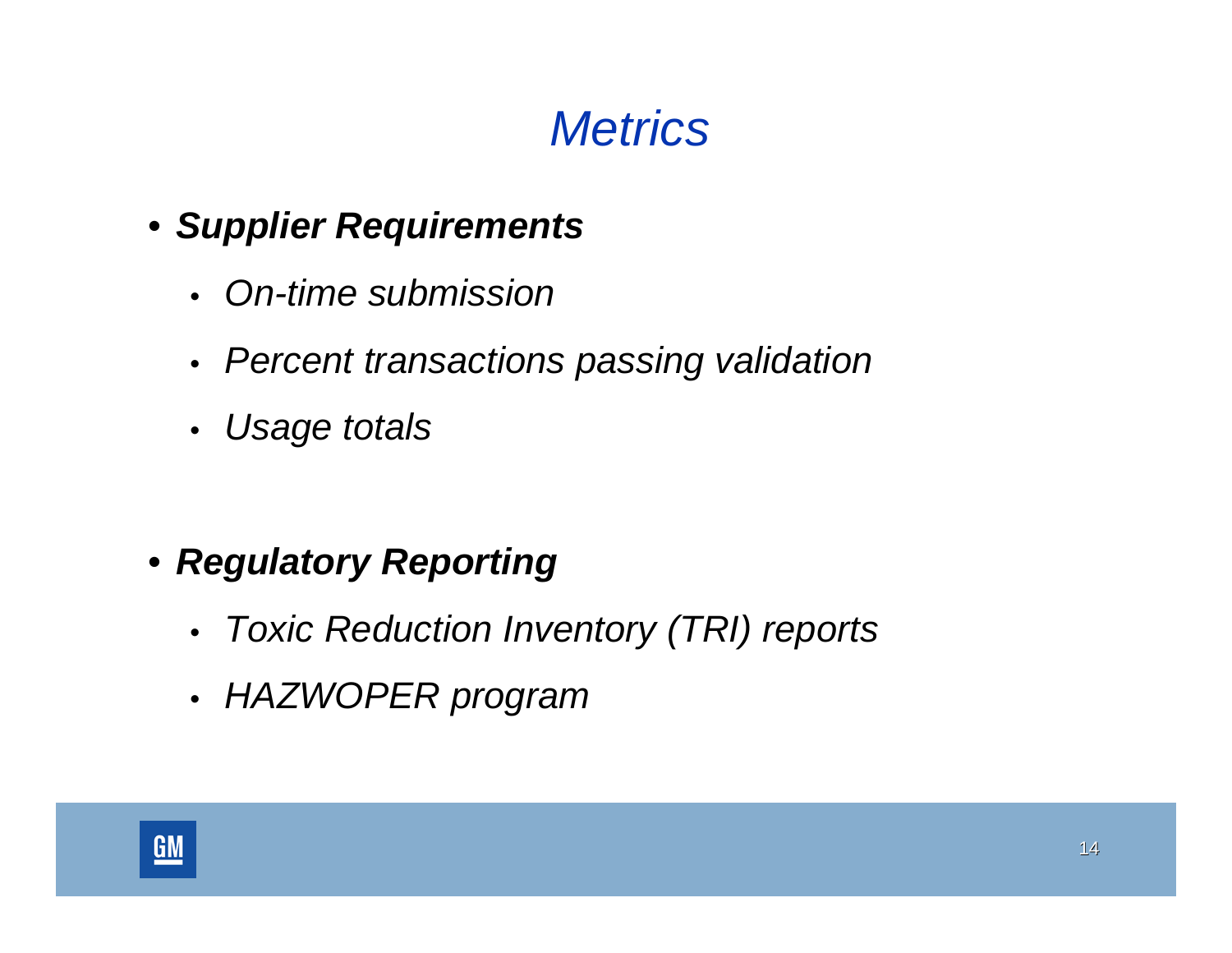# *Metrics*

- ***Supplier Requirements***
  - *On-time submission*
  - *Percent transactions passing validation*
  - *Usage totals*

- ***Regulatory Reporting***
  - *Toxic Reduction Inventory (TRI) reports*
  - *HAZWOPER program*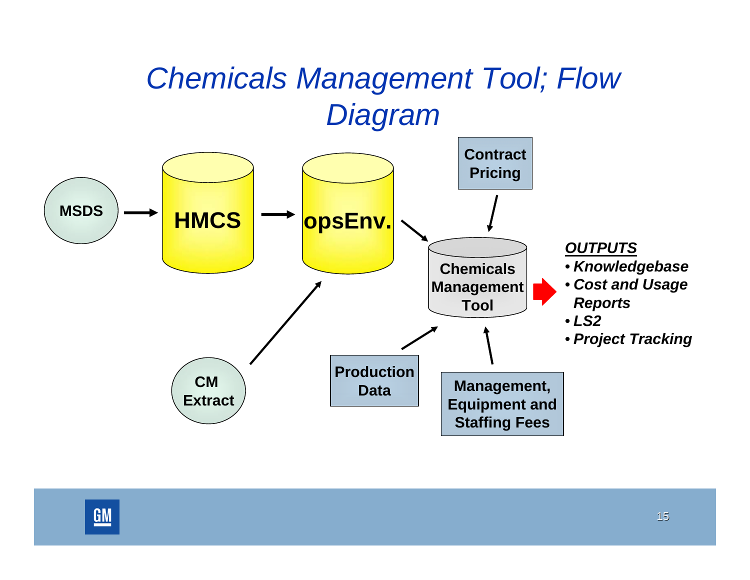# Chemicals Management Tool; Flow Diagram

MSDS → HMCS → opsEnv. → Chemicals Management Tool

CM Extract → opsEnv.

Contract Pricing → Chemicals Management Tool

Production Data → Chemicals Management Tool

Management, Equipment and Staffing Fees → Chemicals Management Tool

***OUTPUTS***

- ***Knowledgebase***
- ***Cost and Usage Reports***
- ***LS2***
- ***Project Tracking***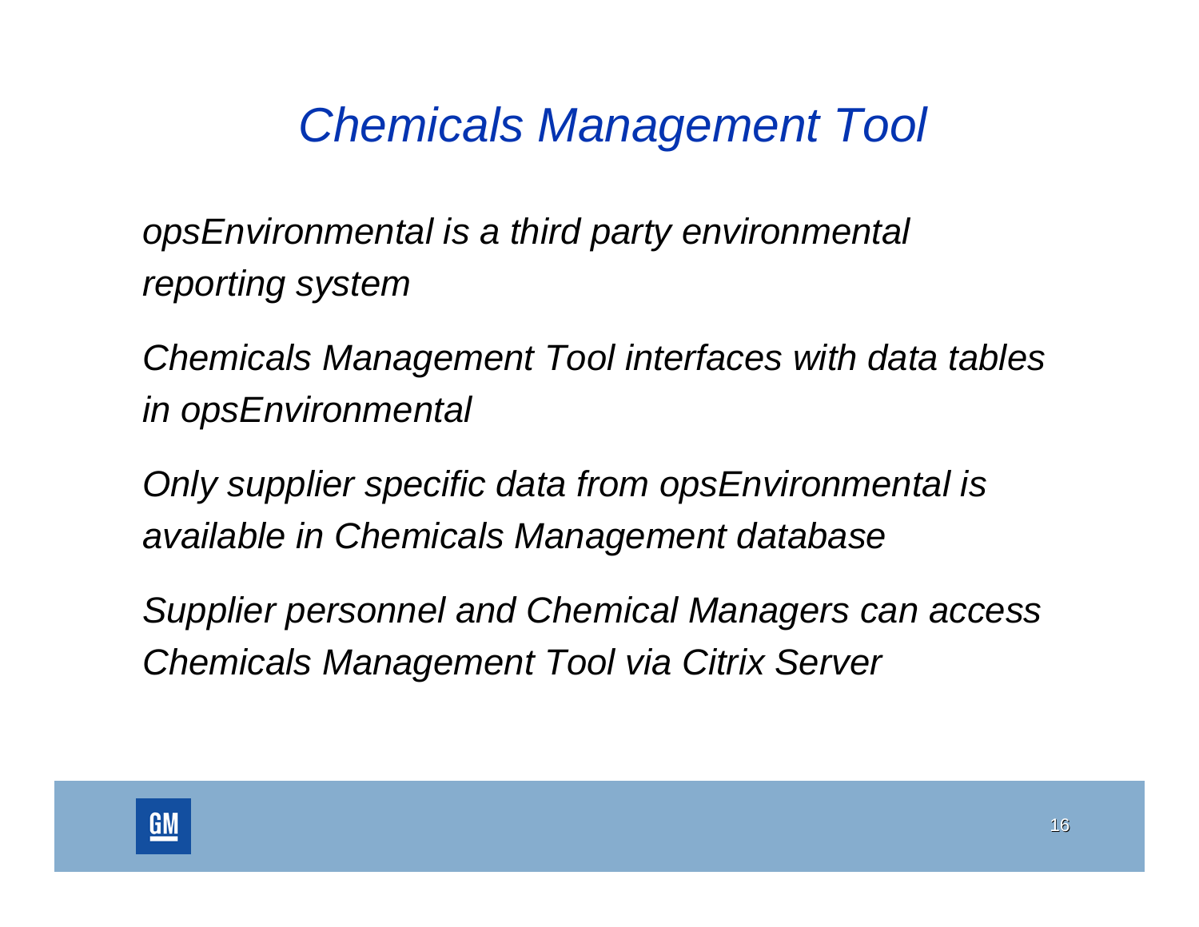# *Chemicals Management Tool*

*opsEnvironmental is a third party environmental reporting system*

*Chemicals Management Tool interfaces with data tables in opsEnvironmental*

*Only supplier specific data from opsEnvironmental is available in Chemicals Management database*

*Supplier personnel and Chemical Managers can access Chemicals Management Tool via Citrix Server*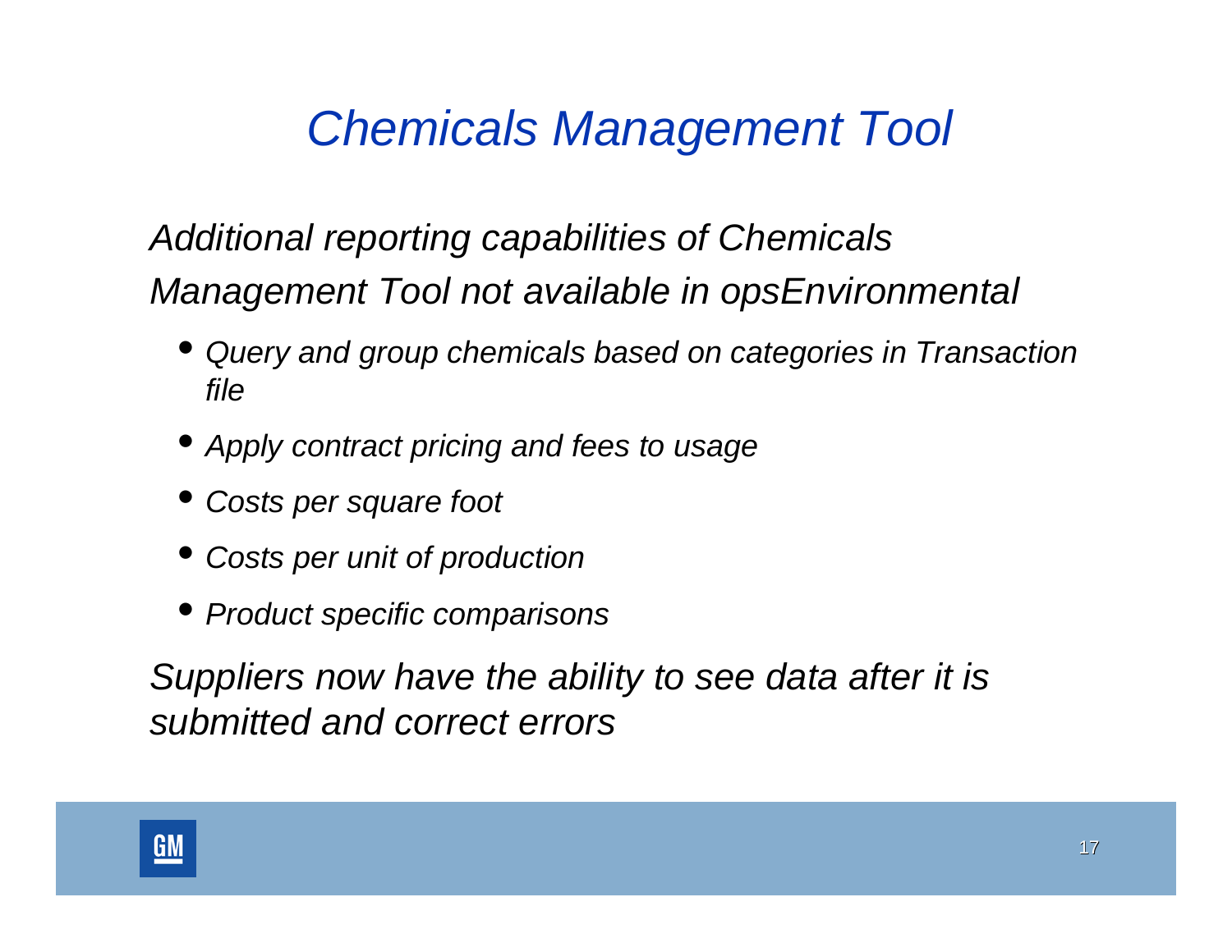# *Chemicals Management Tool*

*Additional reporting capabilities of Chemicals Management Tool not available in opsEnvironmental*

- *Query and group chemicals based on categories in Transaction file*
- *Apply contract pricing and fees to usage*
- *Costs per square foot*
- *Costs per unit of production*
- *Product specific comparisons*

*Suppliers now have the ability to see data after it is submitted and correct errors*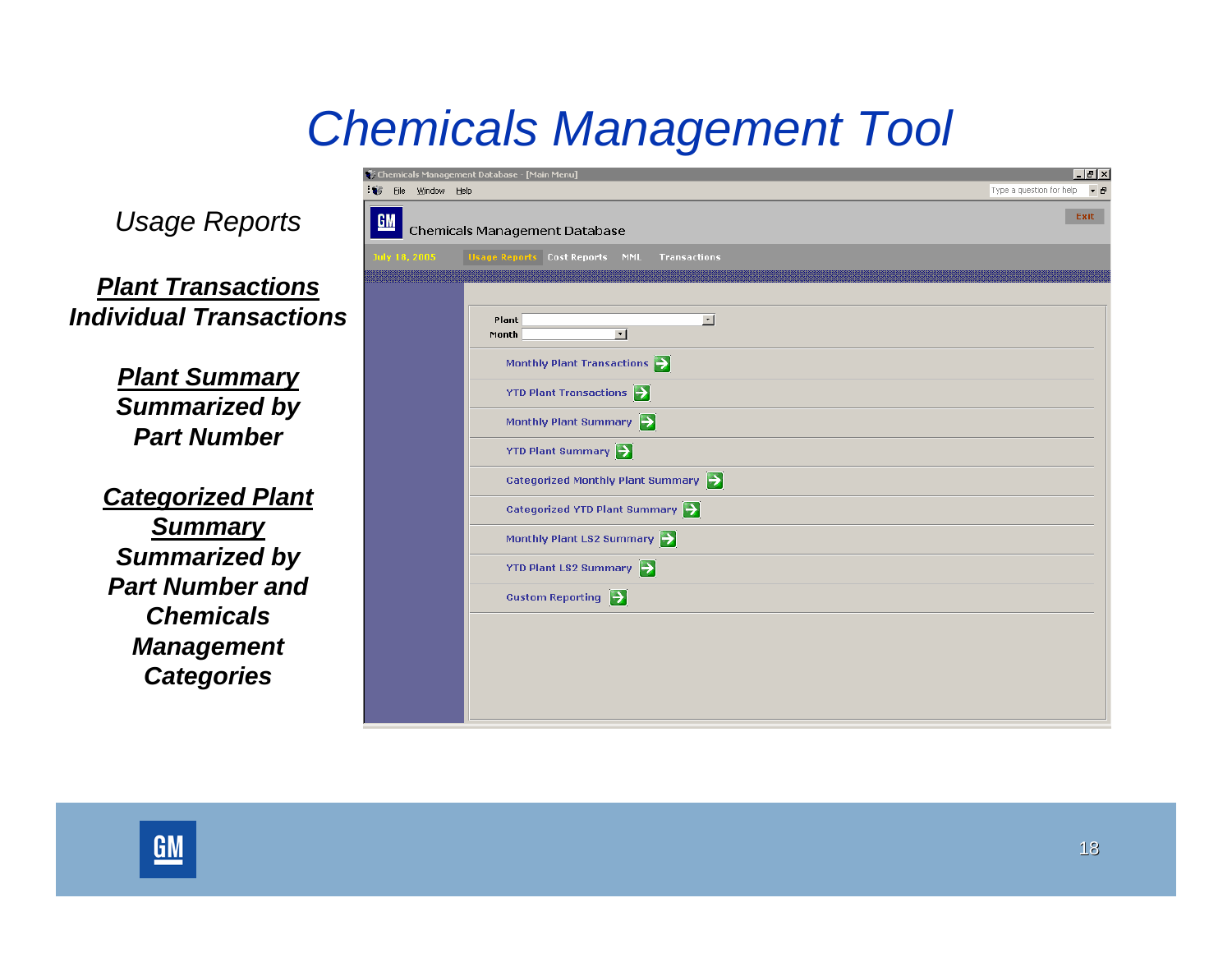# Chemicals Management Tool

*Usage Reports*

***Plant Transactions***
***Individual Transactions***

***Plant Summary***
***Summarized by Part Number***

***Categorized Plant Summary***
***Summarized by Part Number and Chemicals Management Categories***

Chemicals Management Database - [Main Menu]

File Window Help

Type a question for help

Chemicals Management Database

Exit

July 18, 2005 | Usage Reports | Cost Reports | MML | Transactions

Plant

Month

- Monthly Plant Transactions
- YTD Plant Transactions
- Monthly Plant Summary
- YTD Plant Summary
- Categorized Monthly Plant Summary
- Categorized YTD Plant Summary
- Monthly Plant LS2 Summary
- YTD Plant LS2 Summary
- Custom Reporting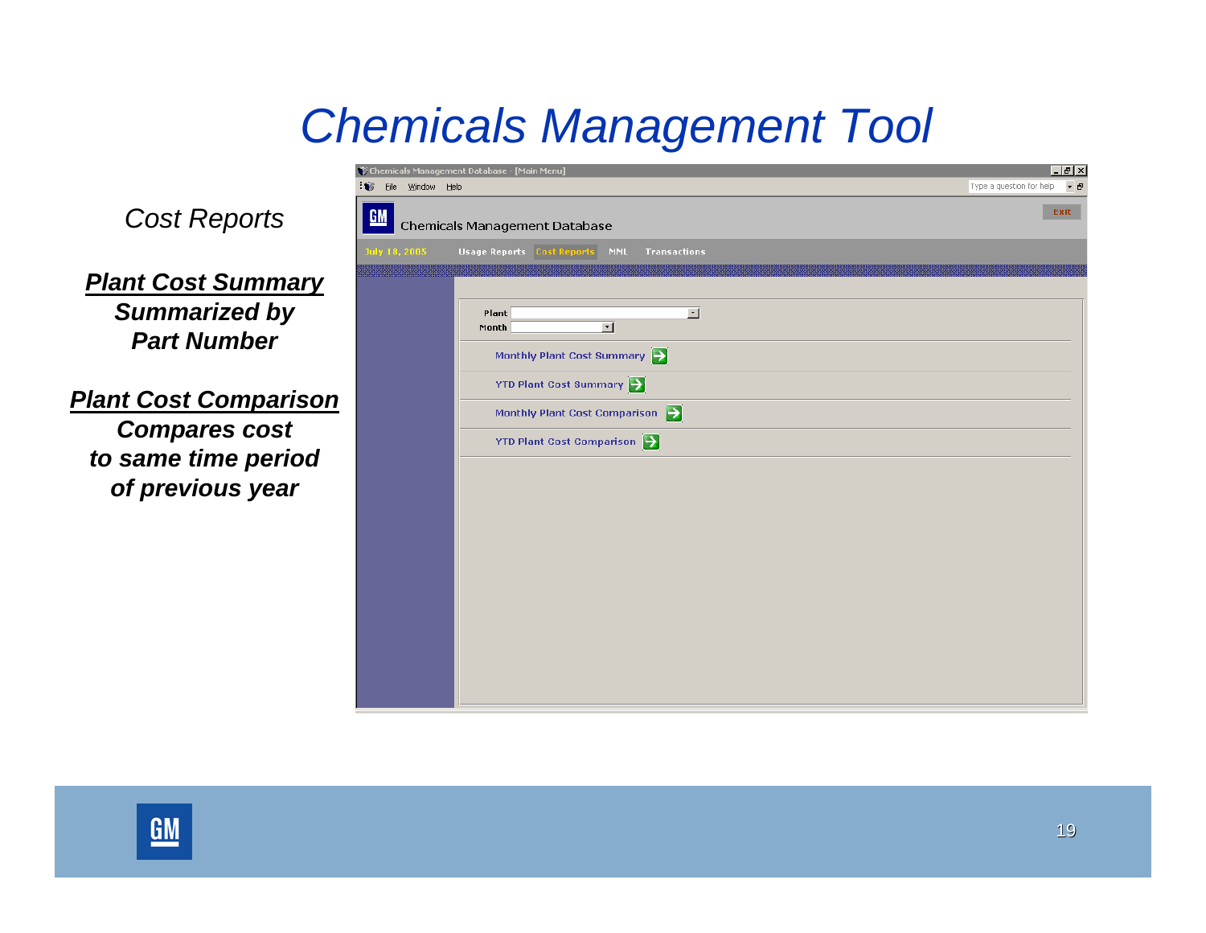# Chemicals Management Tool

*Cost Reports*

***<u>Plant Cost Summary</u>***
***Summarized by Part Number***

***<u>Plant Cost Comparison</u>***
***Compares cost to same time period of previous year***

Chemicals Management Database - [Main Menu]

File Window Help

Chemicals Management Database

Exit

July 18, 2005 Usage Reports Cost Reports MML Transactions

Plant

Month

Monthly Plant Cost Summary

YTD Plant Cost Summary

Monthly Plant Cost Comparison

YTD Plant Cost Comparison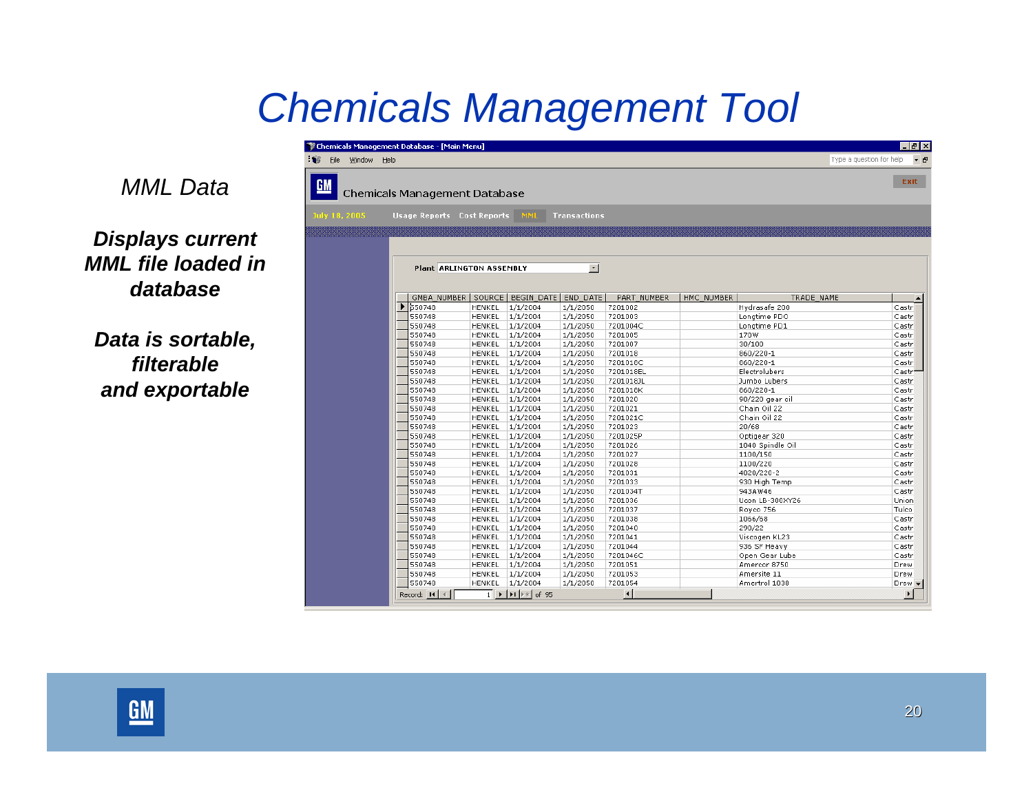# Chemicals Management Tool

*MML Data*

***Displays current MML file loaded in database***

***Data is sortable, filterable and exportable***

Chemicals Management Database - [Main Menu]

File Window Help

Chemicals Management Database

Exit

July 18, 2005 Usage Reports Cost Reports MML Transactions

Plant ARLINGTON ASSEMBLY

| GMBA_NUMBER | SOURCE | BEGIN_DATE | END_DATE | PART_NUMBER | HMC_NUMBER | TRADE_NAME | |
|---|---|---|---|---|---|---|---|
| 550748 | HENKEL | 1/1/2004 | 1/1/2050 | 7201002 | | Hydrasafe 200 | Castr |
| 550748 | HENKEL | 1/1/2004 | 1/1/2050 | 7201003 | | Longtime PDO | Castr |
| 550748 | HENKEL | 1/1/2004 | 1/1/2050 | 7201004C | | Longtime PD1 | Castr |
| 550748 | HENKEL | 1/1/2004 | 1/1/2050 | 7201005 | | 170W | Castr |
| 550748 | HENKEL | 1/1/2004 | 1/1/2050 | 7201007 | | 30/100 | Castr |
| 550748 | HENKEL | 1/1/2004 | 1/1/2050 | 7201018 | | 860/220-1 | Castr |
| 550748 | HENKEL | 1/1/2004 | 1/1/2050 | 7201018C | | 860/220-1 | Castr |
| 550748 | HENKEL | 1/1/2004 | 1/1/2050 | 7201018EL | | Electrolubers | Castr |
| 550748 | HENKEL | 1/1/2004 | 1/1/2050 | 7201018JL | | Jumbo Lubers | Castr |
| 550748 | HENKEL | 1/1/2004 | 1/1/2050 | 7201018K | | 860/220-1 | Castr |
| 550748 | HENKEL | 1/1/2004 | 1/1/2050 | 7201020 | | 90/220 gear oil | Castr |
| 550748 | HENKEL | 1/1/2004 | 1/1/2050 | 7201021 | | Chain Oil 22 | Castr |
| 550748 | HENKEL | 1/1/2004 | 1/1/2050 | 7201021C | | Chain Oil 22 | Castr |
| 550748 | HENKEL | 1/1/2004 | 1/1/2050 | 7201023 | | 20/68 | Castr |
| 550748 | HENKEL | 1/1/2004 | 1/1/2050 | 7201025P | | Optigear 320 | Castr |
| 550748 | HENKEL | 1/1/2004 | 1/1/2050 | 7201026 | | 1040 Spindle Oil | Castr |
| 550748 | HENKEL | 1/1/2004 | 1/1/2050 | 7201027 | | 1100/150 | Castr |
| 550748 | HENKEL | 1/1/2004 | 1/1/2050 | 7201028 | | 1100/220 | Castr |
| 550748 | HENKEL | 1/1/2004 | 1/1/2050 | 7201031 | | 4020/220-2 | Castr |
| 550748 | HENKEL | 1/1/2004 | 1/1/2050 | 7201033 | | 930 High Temp | Castr |
| 550748 | HENKEL | 1/1/2004 | 1/1/2050 | 7201034T | | 943AW46 | Castr |
| 550748 | HENKEL | 1/1/2004 | 1/1/2050 | 7201036 | | Ucon LB-300XY26 | Union |
| 550748 | HENKEL | 1/1/2004 | 1/1/2050 | 7201037 | | Royco 756 | Tulco |
| 550748 | HENKEL | 1/1/2004 | 1/1/2050 | 7201038 | | 1056/68 | Castr |
| 550748 | HENKEL | 1/1/2004 | 1/1/2050 | 7201040 | | 290/22 | Castr |
| 550748 | HENKEL | 1/1/2004 | 1/1/2050 | 7201041 | | Viscogen KL23 | Castr |
| 550748 | HENKEL | 1/1/2004 | 1/1/2050 | 7201044 | | 936 SF Heavy | Castr |
| 550748 | HENKEL | 1/1/2004 | 1/1/2050 | 7201046C | | Open Gear Lube | Castr |
| 550748 | HENKEL | 1/1/2004 | 1/1/2050 | 7201051 | | Amercor 8750 | Drew |
| 550748 | HENKEL | 1/1/2004 | 1/1/2050 | 7201053 | | Amersite 11 | Drew |
| 550748 | HENKEL | 1/1/2004 | 1/1/2050 | 7201054 | | Amertrol 1038 | Drew |

Record: 1 of 95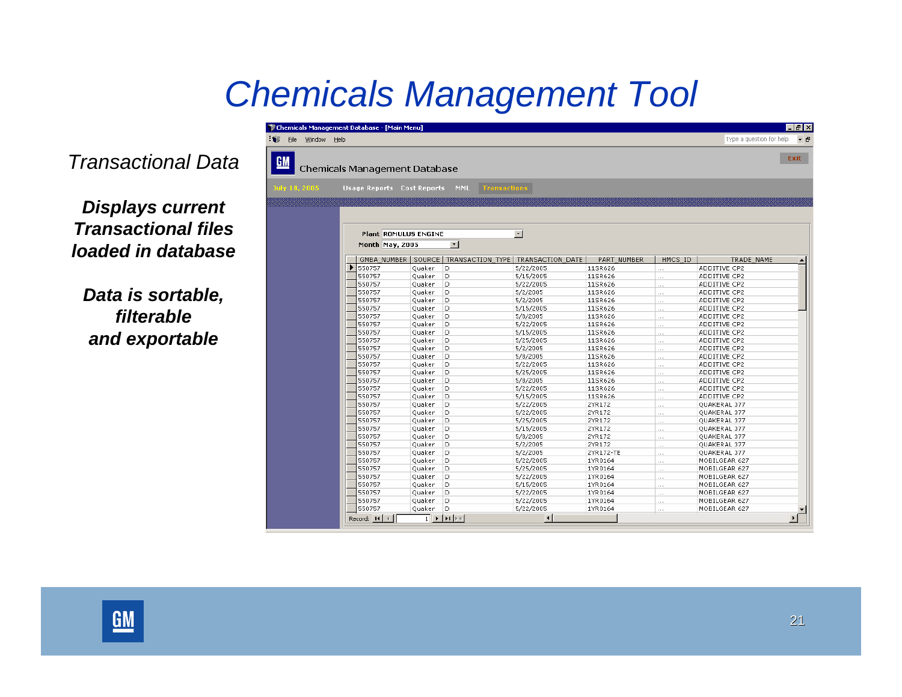# Chemicals Management Tool

*Transactional Data*

***Displays current Transactional files loaded in database***

***Data is sortable, filterable and exportable***

Chemicals Management Database - [Main Menu]

File Window Help

Chemicals Management Database

Exit

July 18, 2005 | Usage Reports | Cost Reports | MML | Transactions

Plant: ROMULUS ENGINE

Month: May, 2005

| GMBA_NUMBER | SOURCE | TRANSACTION_TYPE | TRANSACTION_DATE | PART_NUMBER | HMCS_ID | TRADE_NAME |
|---|---|---|---|---|---|---|
| 550757 | Quaker | D | 5/22/2005 | 11SR626 | ... | ADDITIVE CP2 |
| 550757 | Quaker | D | 5/15/2005 | 11SR626 | ... | ADDITIVE CP2 |
| 550757 | Quaker | D | 5/22/2005 | 11SR626 | ... | ADDITIVE CP2 |
| 550757 | Quaker | D | 5/2/2005 | 11SR626 | ... | ADDITIVE CP2 |
| 550757 | Quaker | D | 5/2/2005 | 11SR626 | ... | ADDITIVE CP2 |
| 550757 | Quaker | D | 5/15/2005 | 11SR626 | ... | ADDITIVE CP2 |
| 550757 | Quaker | D | 5/8/2005 | 11SR626 | ... | ADDITIVE CP2 |
| 550757 | Quaker | D | 5/22/2005 | 11SR626 | ... | ADDITIVE CP2 |
| 550757 | Quaker | D | 5/15/2005 | 11SR626 | ... | ADDITIVE CP2 |
| 550757 | Quaker | D | 5/25/2005 | 11SR626 | ... | ADDITIVE CP2 |
| 550757 | Quaker | D | 5/2/2005 | 11SR626 | ... | ADDITIVE CP2 |
| 550757 | Quaker | D | 5/8/2005 | 11SR626 | ... | ADDITIVE CP2 |
| 550757 | Quaker | D | 5/22/2005 | 11SR626 | ... | ADDITIVE CP2 |
| 550757 | Quaker | D | 5/25/2005 | 11SR626 | ... | ADDITIVE CP2 |
| 550757 | Quaker | D | 5/8/2005 | 11SR626 | ... | ADDITIVE CP2 |
| 550757 | Quaker | D | 5/22/2005 | 11SR626 | ... | ADDITIVE CP2 |
| 550757 | Quaker | D | 5/15/2005 | 11SR626 | ... | ADDITIVE CP2 |
| 550757 | Quaker | D | 5/22/2005 | 2YR172 | ... | QUAKERAL 377 |
| 550757 | Quaker | D | 5/22/2005 | 2YR172 | ... | QUAKERAL 377 |
| 550757 | Quaker | D | 5/25/2005 | 2YR172 | ... | QUAKERAL 377 |
| 550757 | Quaker | D | 5/15/2005 | 2YR172 | ... | QUAKERAL 377 |
| 550757 | Quaker | D | 5/8/2005 | 2YR172 | ... | QUAKERAL 377 |
| 550757 | Quaker | D | 5/2/2005 | 2YR172 | ... | QUAKERAL 377 |
| 550757 | Quaker | D | 5/2/2005 | 2YR172-TE | ... | QUAKERAL 377 |
| 550757 | Quaker | D | 5/22/2005 | 1YR0164 | ... | MOBILGEAR 627 |
| 550757 | Quaker | D | 5/25/2005 | 1YR0164 | ... | MOBILGEAR 627 |
| 550757 | Quaker | D | 5/22/2005 | 1YR0164 | ... | MOBILGEAR 627 |
| 550757 | Quaker | D | 5/15/2005 | 1YR0164 | ... | MOBILGEAR 627 |
| 550757 | Quaker | D | 5/22/2005 | 1YR0164 | ... | MOBILGEAR 627 |
| 550757 | Quaker | D | 5/22/2005 | 1YR0164 | ... | MOBILGEAR 627 |
| 550757 | Quaker | D | 5/22/2005 | 1YR0164 | ... | MOBILGEAR 627 |

Record: 1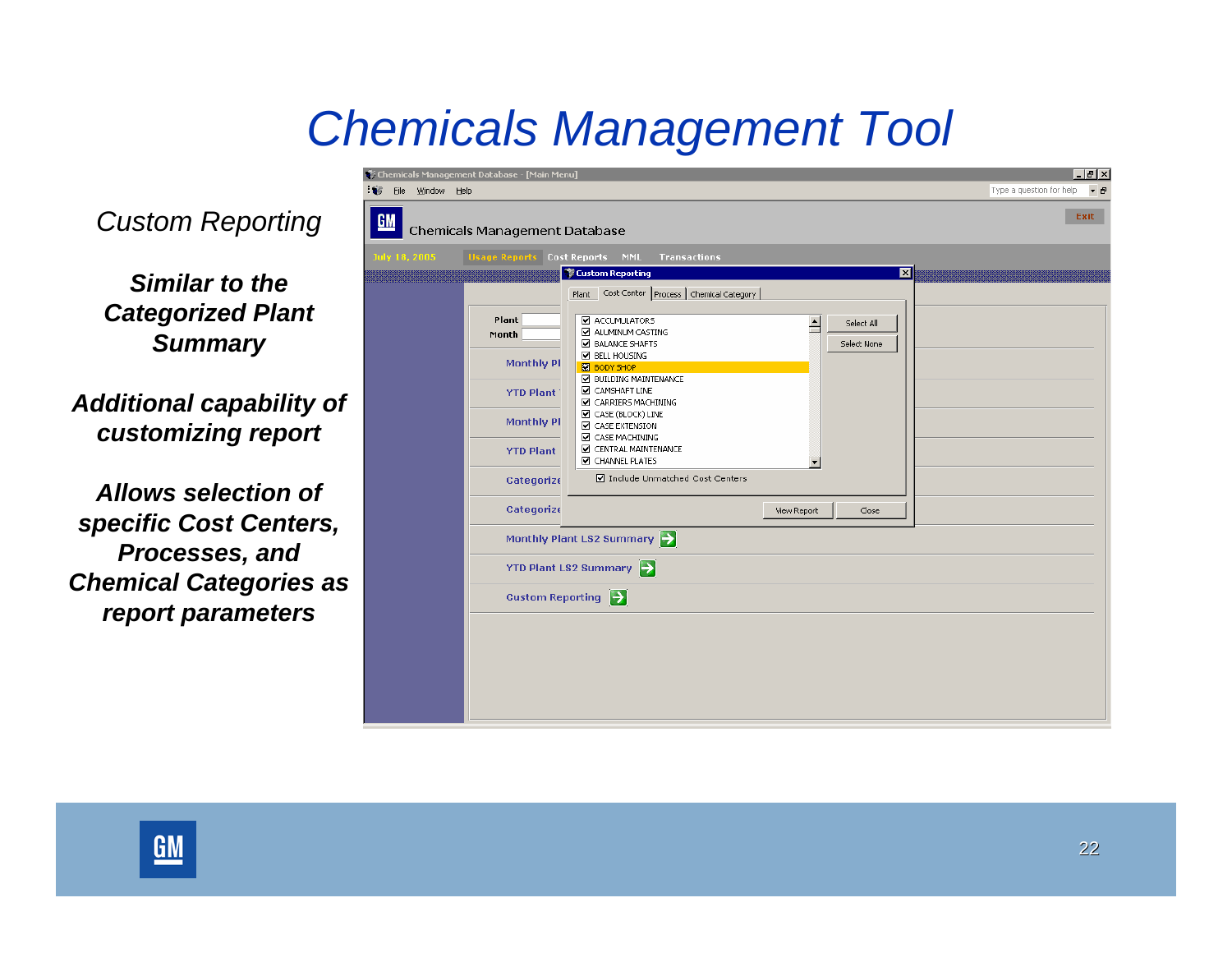# Chemicals Management Tool

*Custom Reporting*

***Similar to the Categorized Plant Summary***

***Additional capability of customizing report***

***Allows selection of specific Cost Centers, Processes, and Chemical Categories as report parameters***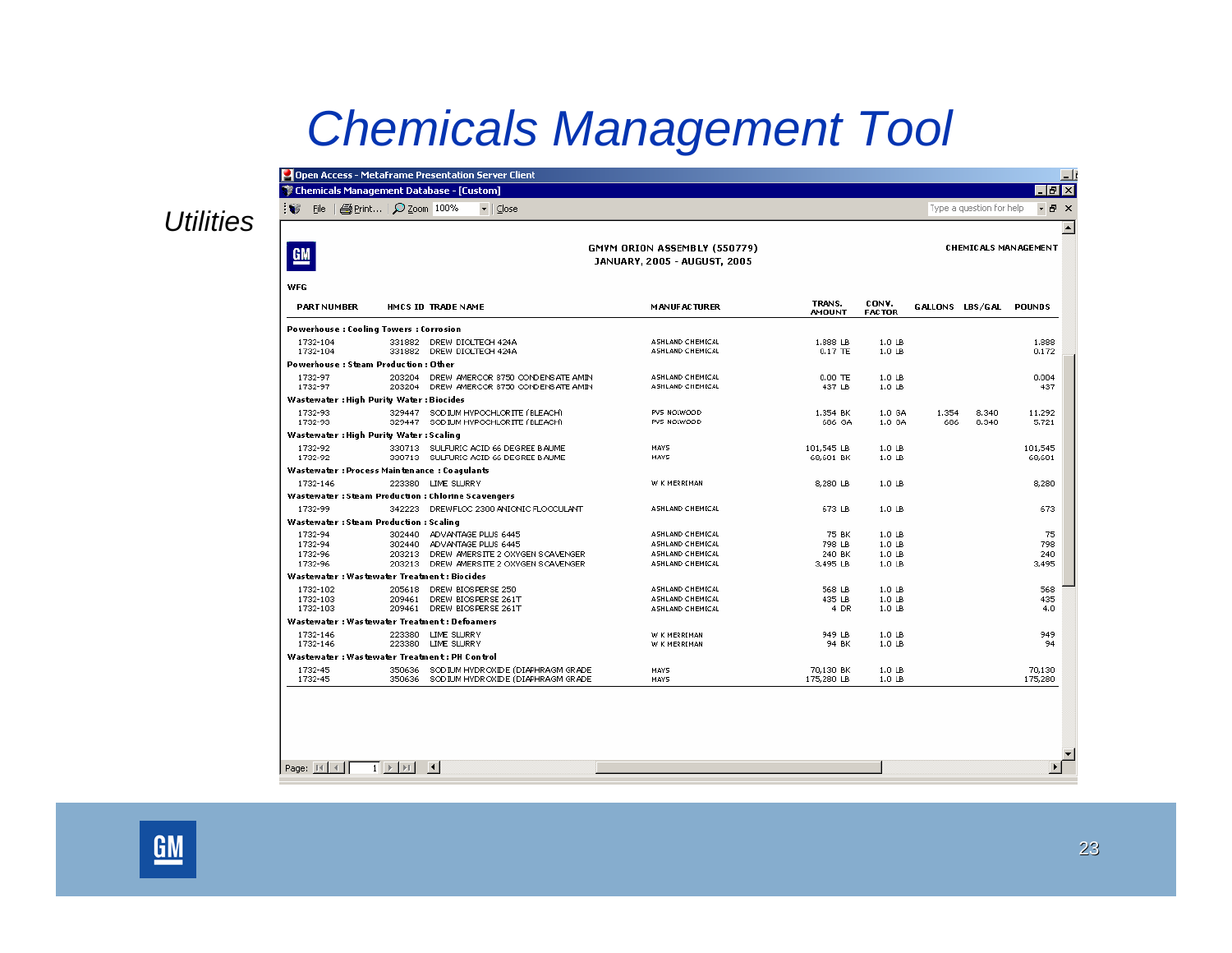# Chemicals Management Tool

*Utilities*

Open Access - MetaFrame Presentation Server Client

Chemicals Management Database - [Custom]

GMVM ORION ASSEMBLY (550779)
JANUARY, 2005 - AUGUST, 2005

CHEMICALS MANAGEMENT

WFG

| PART NUMBER | HMCS ID | TRADE NAME | MANUFACTURER | TRANS. AMOUNT | CONV. FACTOR | GALLONS | LBS/GAL | POUNDS |
|---|---|---|---|---|---|---|---|---|
| **Powerhouse : Cooling Towers : Corrosion** | | | | | | | | |
| 1732-104 | 331882 | DREW DIOLTECH 424A | ASHLAND CHEMICAL | 1,888 LB | 1.0 LB | | | 1,888 |
| 1732-104 | 331882 | DREW DIOLTECH 424A | ASHLAND CHEMICAL | 0.17 TE | 1.0 LB | | | 0.172 |
| **Powerhouse : Steam Production : Other** | | | | | | | | |
| 1732-97 | 203204 | DREW AMERCOR 8750 CONDENSATE AMIN | ASHLAND CHEMICAL | 0.00 TE | 1.0 LB | | | 0.004 |
| 1732-97 | 203204 | DREW AMERCOR 8750 CONDENSATE AMIN | ASHLAND CHEMICAL | 437 LB | 1.0 LB | | | 437 |
| **Wastewater : High Purity Water : Biocides** | | | | | | | | |
| 1732-93 | 329447 | SODIUM HYPOCHLORITE (BLEACH) | PVS NOLWOOD | 1,354 BK | 1.0 GA | 1,354 | 8.340 | 11,292 |
| 1732-93 | 329447 | SODIUM HYPOCHLORITE (BLEACH) | PVS NOLWOOD | 686 GA | 1.0 GA | 686 | 8.340 | 5,721 |
| **Wastewater : High Purity Water : Scaling** | | | | | | | | |
| 1732-92 | 330713 | SULFURIC ACID 66 DEGREE BAUME | MAYS | 101,545 LB | 1.0 LB | | | 101,545 |
| 1732-92 | 330713 | SULFURIC ACID 66 DEGREE BAUME | MAYS | 60,601 BK | 1.0 LB | | | 60,601 |
| **Wastewater : Process Maintenance : Coagulants** | | | | | | | | |
| 1732-146 | 223380 | LIME SLURRY | W K MERRIMAN | 8,280 LB | 1.0 LB | | | 8,280 |
| **Wastewater : Steam Production : Chlorine Scavengers** | | | | | | | | |
| 1732-99 | 342223 | DREWFLOC 2300 ANIONIC FLOCCULANT | ASHLAND CHEMICAL | 673 LB | 1.0 LB | | | 673 |
| **Wastewater : Steam Production : Scaling** | | | | | | | | |
| 1732-94 | 302440 | ADVANTAGE PLUS 6445 | ASHLAND CHEMICAL | 75 BK | 1.0 LB | | | 75 |
| 1732-94 | 302440 | ADVANTAGE PLUS 6445 | ASHLAND CHEMICAL | 798 LB | 1.0 LB | | | 798 |
| 1732-96 | 203213 | DREW AMERSITE 2 OXYGEN SCAVENGER | ASHLAND CHEMICAL | 240 BK | 1.0 LB | | | 240 |
| 1732-96 | 203213 | DREW AMERSITE 2 OXYGEN SCAVENGER | ASHLAND CHEMICAL | 3,495 LB | 1.0 LB | | | 3,495 |
| **Wastewater : Wastewater Treatment : Biocides** | | | | | | | | |
| 1732-102 | 205618 | DREW BIOSPERSE 250 | ASHLAND CHEMICAL | 568 LB | 1.0 LB | | | 568 |
| 1732-103 | 209461 | DREW BIOSPERSE 261T | ASHLAND CHEMICAL | 435 LB | 1.0 LB | | | 435 |
| 1732-103 | 209461 | DREW BIOSPERSE 261T | ASHLAND CHEMICAL | 4 DR | 1.0 LB | | | 4.0 |
| **Wastewater : Wastewater Treatment : Defoamers** | | | | | | | | |
| 1732-146 | 223380 | LIME SLURRY | W K MERRIMAN | 949 LB | 1.0 LB | | | 949 |
| 1732-146 | 223380 | LIME SLURRY | W K MERRIMAN | 94 BK | 1.0 LB | | | 94 |
| **Wastewater : Wastewater Treatment : PH Control** | | | | | | | | |
| 1732-45 | 350636 | SODIUM HYDROXIDE (DIAPHRAGM GRADE | MAYS | 70,130 BK | 1.0 LB | | | 70,130 |
| 1732-45 | 350636 | SODIUM HYDROXIDE (DIAPHRAGM GRADE | MAYS | 175,280 LB | 1.0 LB | | | 175,280 |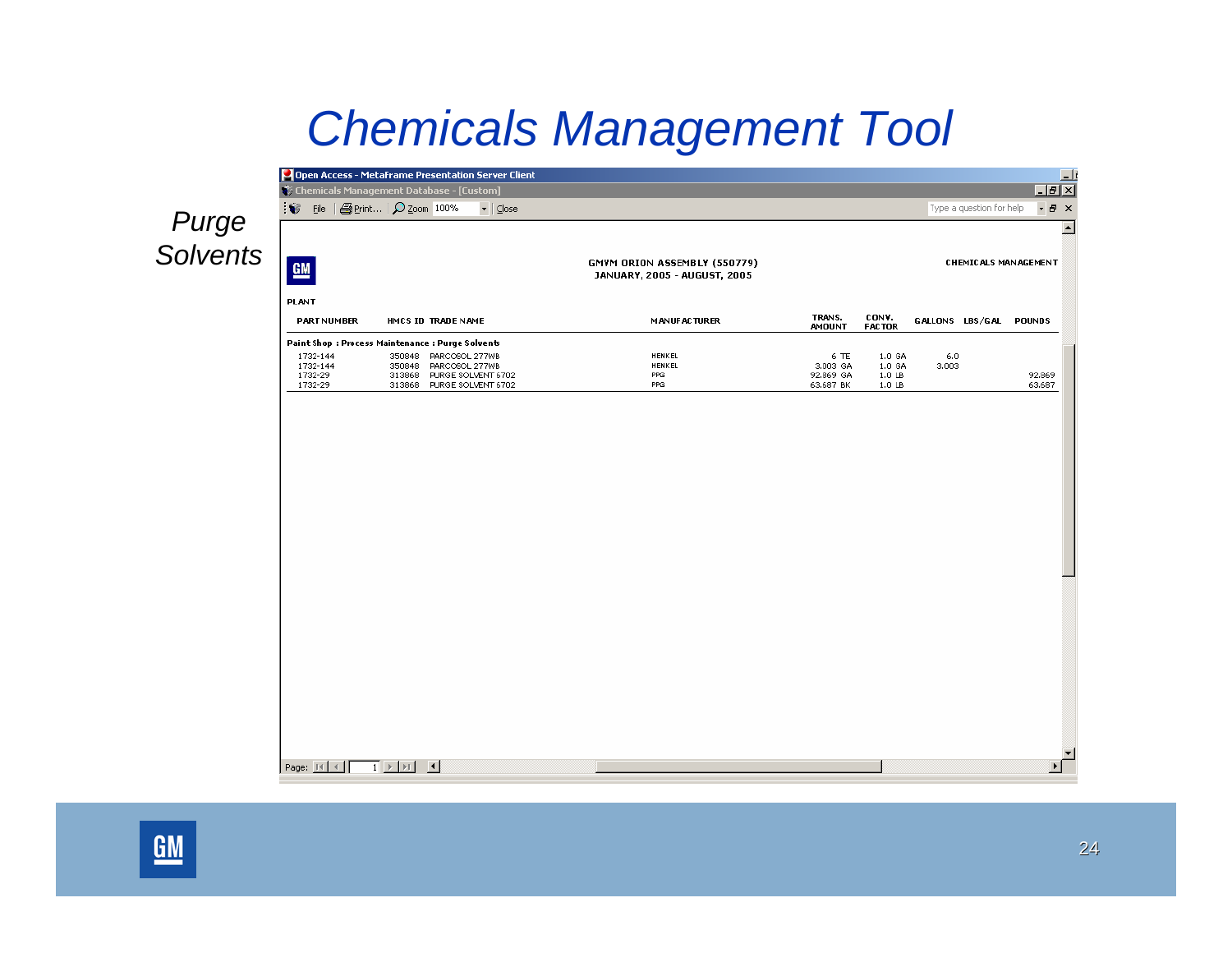# Chemicals Management Tool

*Purge Solvents*

GMVM ORION ASSEMBLY (550779)
JANUARY, 2005 - AUGUST, 2005

CHEMICALS MANAGEMENT

PLANT

| PART NUMBER | HMCS ID | TRADE NAME | MANUFACTURER | TRANS. AMOUNT | CONV. FACTOR | GALLONS | LBS/GAL | POUNDS |
|---|---|---|---|---|---|---|---|---|
| **Paint Shop : Process Maintenance : Purge Solvents** | | | | | | | | |
| 1732-144 | 350848 | PARCOSOL 277WB | HENKEL | 6 TE | 1.0 GA | 6.0 | | |
| 1732-144 | 350848 | PARCOSOL 277WB | HENKEL | 3.003 GA | 1.0 GA | 3.003 | | |
| 1732-29 | 313868 | PURGE SOLVENT 6702 | PPG | 92.869 GA | 1.0 LB | | | 92.869 |
| 1732-29 | 313868 | PURGE SOLVENT 6702 | PPG | 63.687 BK | 1.0 LB | | | 63.687 |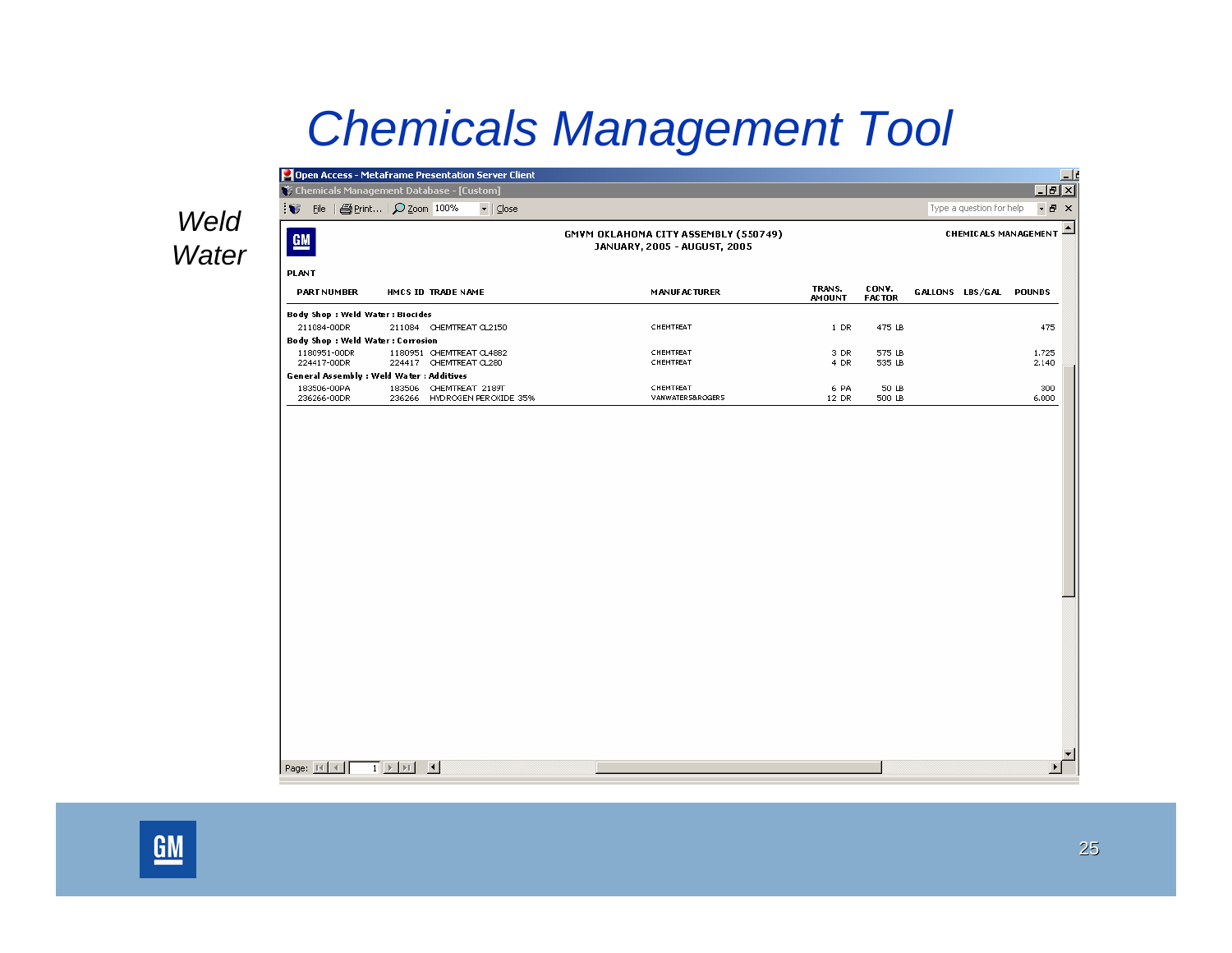# Chemicals Management Tool

*Weld Water*

Open Access - MetaFrame Presentation Server Client

Chemicals Management Database - [Custom]

GMVM OKLAHOMA CITY ASSEMBLY (550749)
JANUARY, 2005 - AUGUST, 2005

CHEMICALS MANAGEMENT

PLANT

| PART NUMBER | HMCS ID | TRADE NAME | MANUFACTURER | TRANS. AMOUNT | CONV. FACTOR | GALLONS | LBS/GAL | POUNDS |
|---|---|---|---|---|---|---|---|---|
| **Body Shop : Weld Water : Biocides** | | | | | | | | |
| 211084-00DR | 211084 | CHEMTREAT CL2150 | CHEMTREAT | 1 DR | 475 LB | | | 475 |
| **Body Shop : Weld Water : Corrosion** | | | | | | | | |
| 1180951-00DR | 1180951 | CHEMTREAT CL4882 | CHEMTREAT | 3 DR | 575 LB | | | 1,725 |
| 224417-00DR | 224417 | CHEMTREAT CL280 | CHEMTREAT | 4 DR | 535 LB | | | 2,140 |
| **General Assembly : Weld Water : Additives** | | | | | | | | |
| 183506-00PA | 183506 | CHEMTREAT 2189T | CHEMTREAT | 6 PA | 50 LB | | | 300 |
| 236266-00DR | 236266 | HYDROGEN PEROXIDE 35% | VANWATERS&ROGERS | 12 DR | 500 LB | | | 6,000 |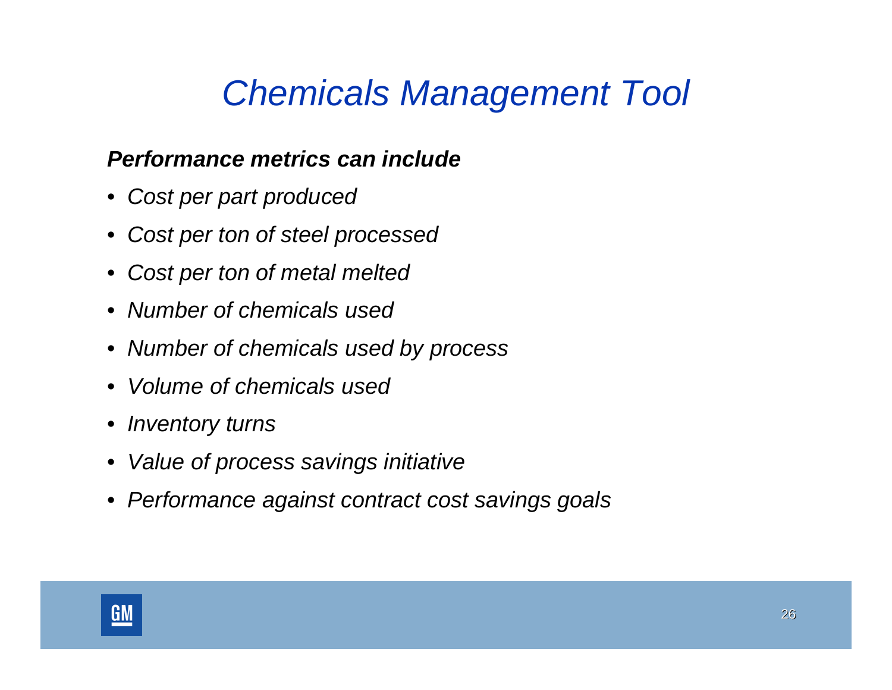# *Chemicals Management Tool*

***Performance metrics can include***

- *Cost per part produced*
- *Cost per ton of steel processed*
- *Cost per ton of metal melted*
- *Number of chemicals used*
- *Number of chemicals used by process*
- *Volume of chemicals used*
- *Inventory turns*
- *Value of process savings initiative*
- *Performance against contract cost savings goals*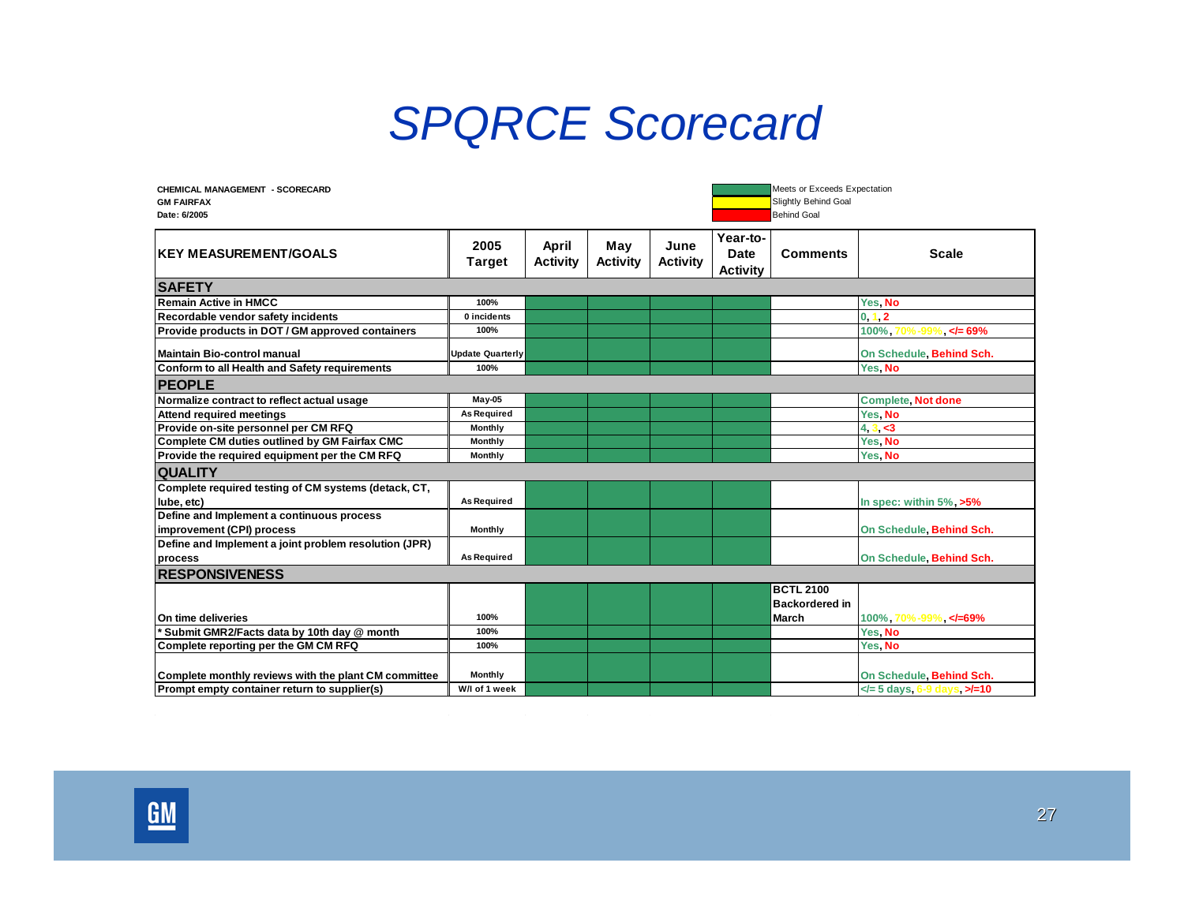# SPQRCE Scorecard

**CHEMICAL MANAGEMENT - SCORECARD**
**GM FAIRFAX**
**Date: 6/2005**

Legend:
- Green: Meets or Exceeds Expectation
- Yellow: Slightly Behind Goal
- Red: Behind Goal

| KEY MEASUREMENT/GOALS | 2005 Target | April Activity | May Activity | June Activity | Year-to-Date Activity | Comments | Scale |
|---|---|---|---|---|---|---|---|
| **SAFETY** | | | | | | | |
| Remain Active in HMCC | 100% | | | | | | Yes, No |
| Recordable vendor safety incidents | 0 incidents | | | | | | 0, 1, 2 |
| Provide products in DOT / GM approved containers | 100% | | | | | | 100%, 70%-99%, </= 69% |
| Maintain Bio-control manual | Update Quarterly | | | | | | On Schedule, Behind Sch. |
| Conform to all Health and Safety requirements | 100% | | | | | | Yes, No |
| **PEOPLE** | | | | | | | |
| Normalize contract to reflect actual usage | May-05 | | | | | | Complete, Not done |
| Attend required meetings | As Required | | | | | | Yes, No |
| Provide on-site personnel per CM RFQ | Monthly | | | | | | 4, 3, <3 |
| Complete CM duties outlined by GM Fairfax CMC | Monthly | | | | | | Yes, No |
| Provide the required equipment per the CM RFQ | Monthly | | | | | | Yes, No |
| **QUALITY** | | | | | | | |
| Complete required testing of CM systems (detack, CT, lube, etc) | As Required | | | | | | In spec: within 5%, >5% |
| Define and Implement a continuous process improvement (CPI) process | Monthly | | | | | | On Schedule, Behind Sch. |
| Define and Implement a joint problem resolution (JPR) process | As Required | | | | | | On Schedule, Behind Sch. |
| **RESPONSIVENESS** | | | | | | | |
| On time deliveries | 100% | | | | | BCTL 2100 Backordered in March | 100%, 70%-99%, </=69% |
| * Submit GMR2/Facts data by 10th day @ month | 100% | | | | | | Yes, No |
| Complete reporting per the GM CM RFQ | 100% | | | | | | Yes, No |
| Complete monthly reviews with the plant CM committee | Monthly | | | | | | On Schedule, Behind Sch. |
| Prompt empty container return to supplier(s) | W/I of 1 week | | | | | | </= 5 days, 6-9 days, >/=10 |

Note: All April, May, June, and Year-to-Date Activity cells are shaded green (Meets or Exceeds Expectation).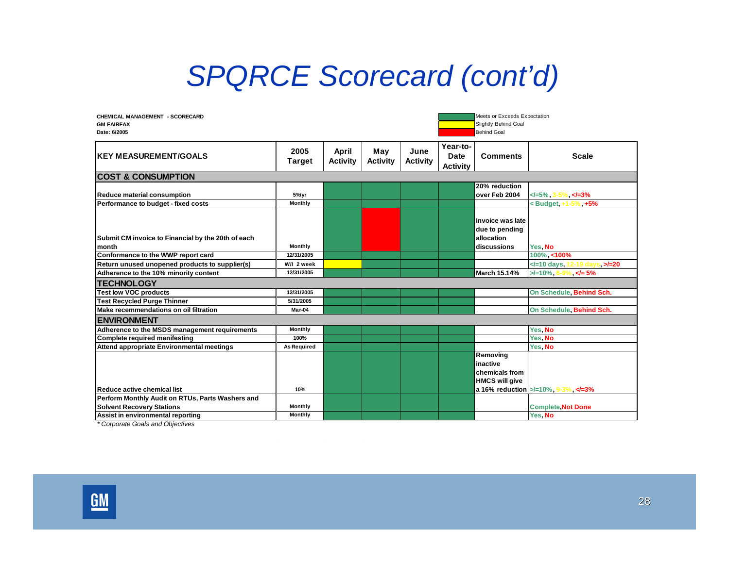# SPQRCE Scorecard (cont'd)

**CHEMICAL MANAGEMENT - SCORECARD**
**GM FAIRFAX**
**Date: 6/2005**

Legend:
- Green: Meets or Exceeds Expectation
- Yellow: Slightly Behind Goal
- Red: Behind Goal

| KEY MEASUREMENT/GOALS | 2005 Target | April Activity | May Activity | June Activity | Year-to-Date Activity | Comments | Scale |
|---|---|---|---|---|---|---|---|
| **COST & CONSUMPTION** | | | | | | | |
| Reduce material consumption | 5%/yr | Green | Green | Green | Green | 20% reduction over Feb 2004 | </=5%, 3-5%, </=3% |
| Performance to budget - fixed costs | Monthly | Green | Green | Green | Green | | < Budget, +1-5%, +5% |
| Submit CM invoice to Financial by the 20th of each month | Monthly | Green | Red | Green | Green | Invoice was late due to pending allocation discussions | Yes, No |
| Conformance to the WWP report card | 12/31/2005 | Green | Green | Green | Green | | 100%, <100% |
| Return unused unopened products to supplier(s) | W/I 2 week | Yellow | Green | Green | Green | | </=10 days, 12-19 days, >/=20 |
| Adherence to the 10% minority content | 12/31/2005 | Green | Green | Green | Green | March 15.14% | >/=10%, 6-9%, </= 5% |
| **TECHNOLOGY** | | | | | | | |
| Test low VOC products | 12/31/2005 | Green | Green | Green | Green | | On Schedule, Behind Sch. |
| Test Recycled Purge Thinner | 5/31/2005 | Green | Green | Green | Green | | |
| Make recemmendations on oil filtration | Mar-04 | Green | Green | Green | Green | | On Schedule, Behind Sch. |
| **ENVIRONMENT** | | | | | | | |
| Adherence to the MSDS management requirements | Monthly | Green | Green | Green | Green | | Yes, No |
| Complete required manifesting | 100% | Green | Green | Green | Green | | Yes, No |
| Attend appropriate Environmental meetings | As Required | Green | Green | Green | Green | | Yes, No |
| Reduce active chemical list | 10% | Green | Green | Green | Green | Removing inactive chemicals from HMCS will give a 16% reduction | >/=10%, 9-3%, </=3% |
| Perform Monthly Audit on RTUs, Parts Washers and Solvent Recovery Stations | Monthly | Green | Green | Green | Green | | Complete,Not Done |
| Assist in environmental reporting | Monthly | Green | Green | Green | Green | | Yes, No |

*\* Corporate Goals and Objectives*